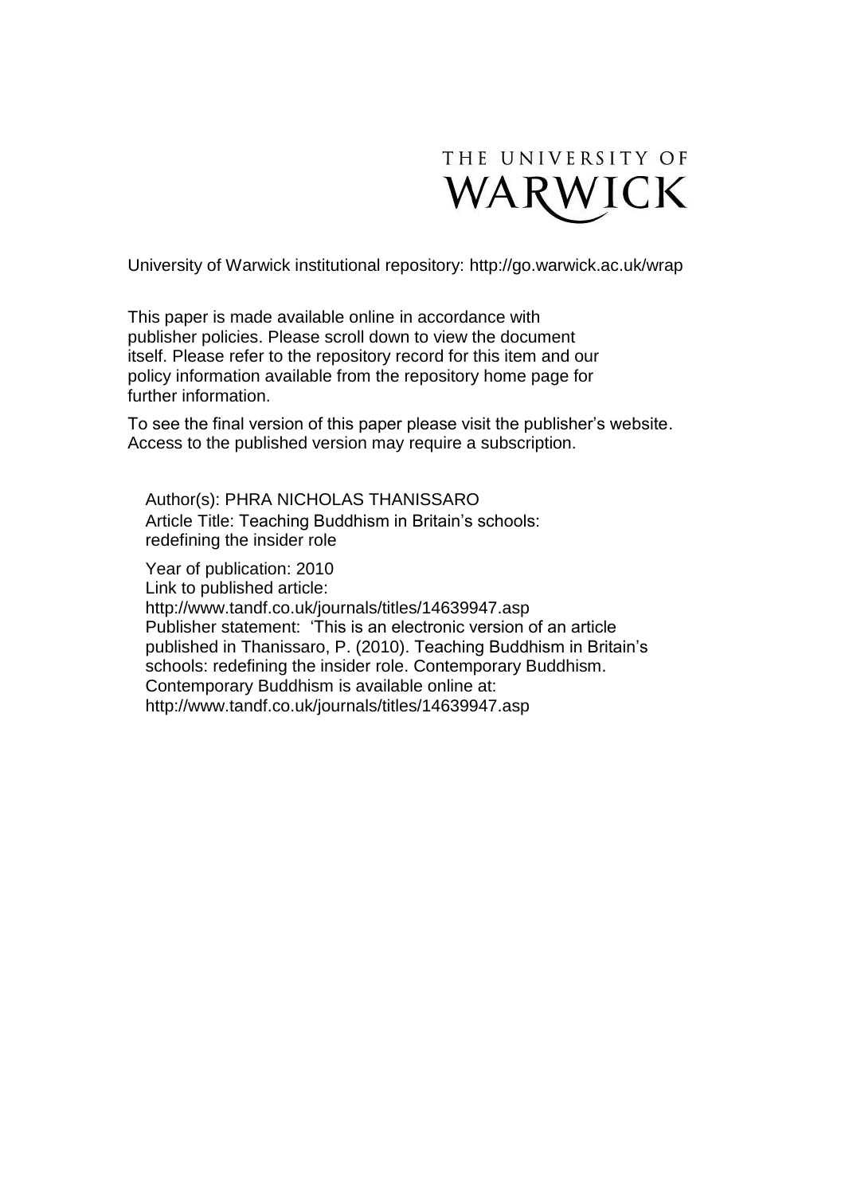THE UNIVERSITY OF WARWICK

University of Warwick institutional repository: http://go.warwick.ac.uk/wrap

This paper is made available online in accordance with publisher policies. Please scroll down to view the document itself. Please refer to the repository record for this item and our policy information available from the repository home page for further information.

To see the final version of this paper please visit the publisher's website. Access to the published version may require a subscription.

Author(s): PHRA NICHOLAS THANISSARO
Article Title: Teaching Buddhism in Britain's schools: redefining the insider role

Year of publication: 2010
Link to published article:
http://www.tandf.co.uk/journals/titles/14639947.asp
Publisher statement: 'This is an electronic version of an article published in Thanissaro, P. (2010). Teaching Buddhism in Britain's schools: redefining the insider role. Contemporary Buddhism. Contemporary Buddhism is available online at:
http://www.tandf.co.uk/journals/titles/14639947.asp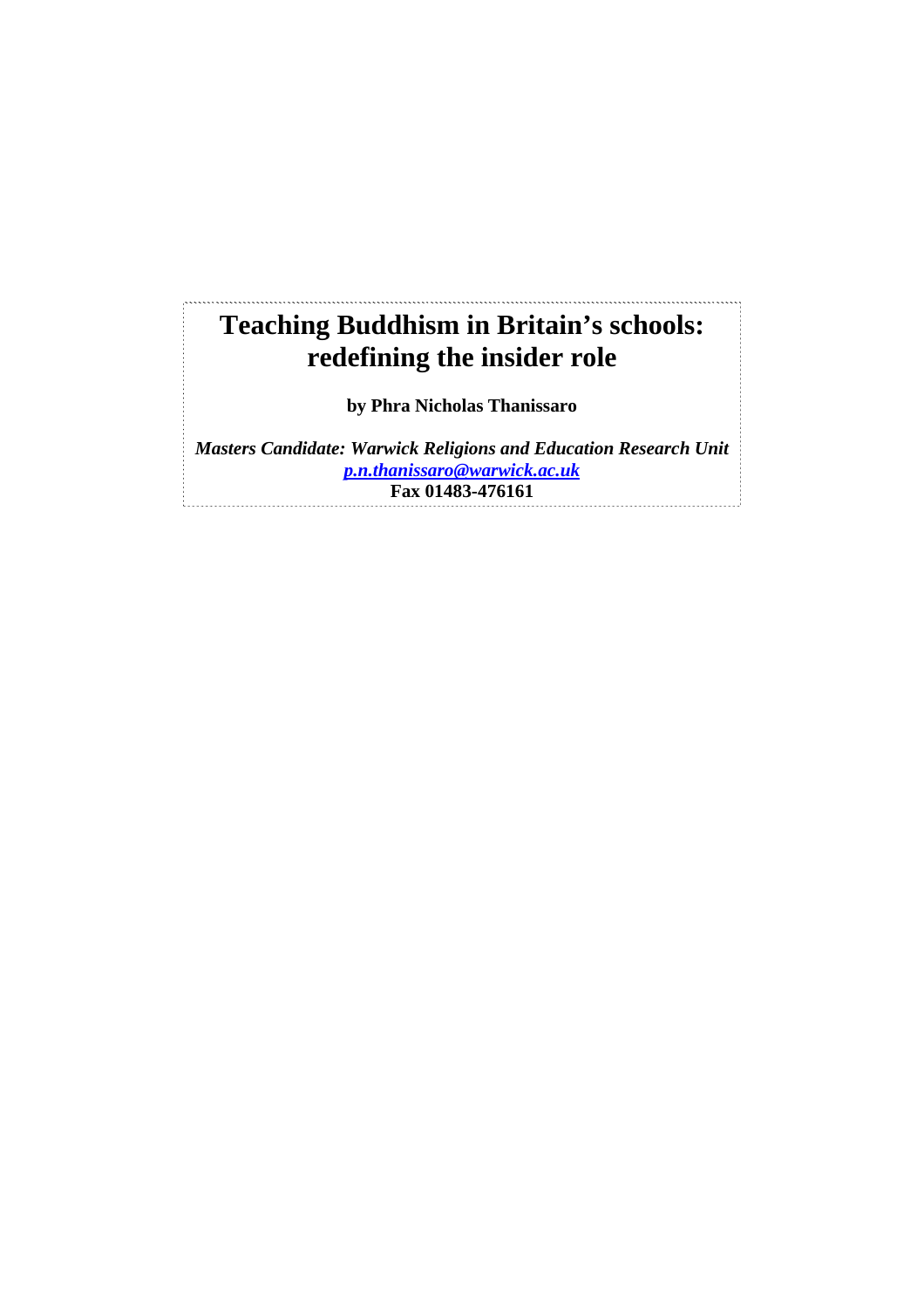# Teaching Buddhism in Britain's schools: redefining the insider role

**by Phra Nicholas Thanissaro**

***Masters Candidate: Warwick Religions and Education Research Unit***
***p.n.thanissaro@warwick.ac.uk***
**Fax 01483-476161**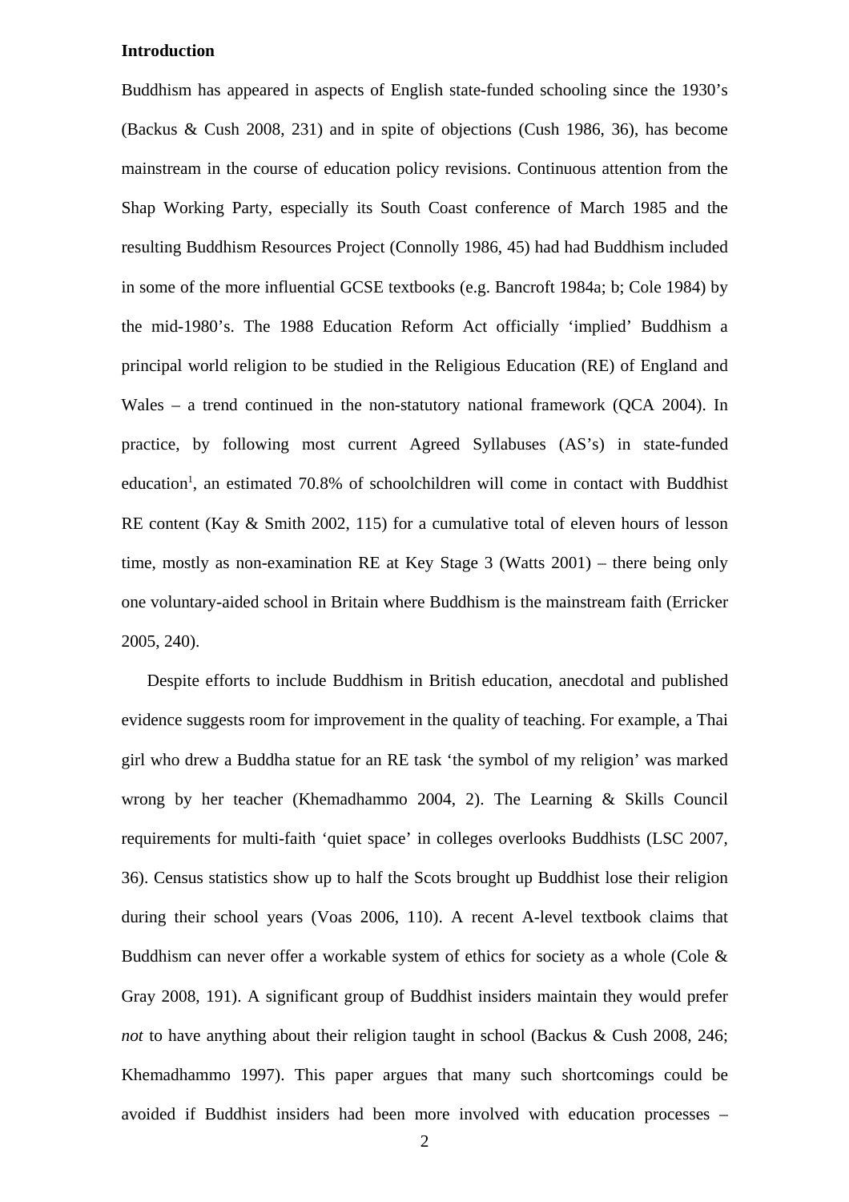**Introduction**

Buddhism has appeared in aspects of English state-funded schooling since the 1930's (Backus & Cush 2008, 231) and in spite of objections (Cush 1986, 36), has become mainstream in the course of education policy revisions. Continuous attention from the Shap Working Party, especially its South Coast conference of March 1985 and the resulting Buddhism Resources Project (Connolly 1986, 45) had had Buddhism included in some of the more influential GCSE textbooks (e.g. Bancroft 1984a; b; Cole 1984) by the mid-1980's. The 1988 Education Reform Act officially 'implied' Buddhism a principal world religion to be studied in the Religious Education (RE) of England and Wales – a trend continued in the non-statutory national framework (QCA 2004). In practice, by following most current Agreed Syllabuses (AS's) in state-funded education[1], an estimated 70.8% of schoolchildren will come in contact with Buddhist RE content (Kay & Smith 2002, 115) for a cumulative total of eleven hours of lesson time, mostly as non-examination RE at Key Stage 3 (Watts 2001) – there being only one voluntary-aided school in Britain where Buddhism is the mainstream faith (Erricker 2005, 240).

Despite efforts to include Buddhism in British education, anecdotal and published evidence suggests room for improvement in the quality of teaching. For example, a Thai girl who drew a Buddha statue for an RE task 'the symbol of my religion' was marked wrong by her teacher (Khemadhammo 2004, 2). The Learning & Skills Council requirements for multi-faith 'quiet space' in colleges overlooks Buddhists (LSC 2007, 36). Census statistics show up to half the Scots brought up Buddhist lose their religion during their school years (Voas 2006, 110). A recent A-level textbook claims that Buddhism can never offer a workable system of ethics for society as a whole (Cole & Gray 2008, 191). A significant group of Buddhist insiders maintain they would prefer *not* to have anything about their religion taught in school (Backus & Cush 2008, 246; Khemadhammo 1997). This paper argues that many such shortcomings could be avoided if Buddhist insiders had been more involved with education processes –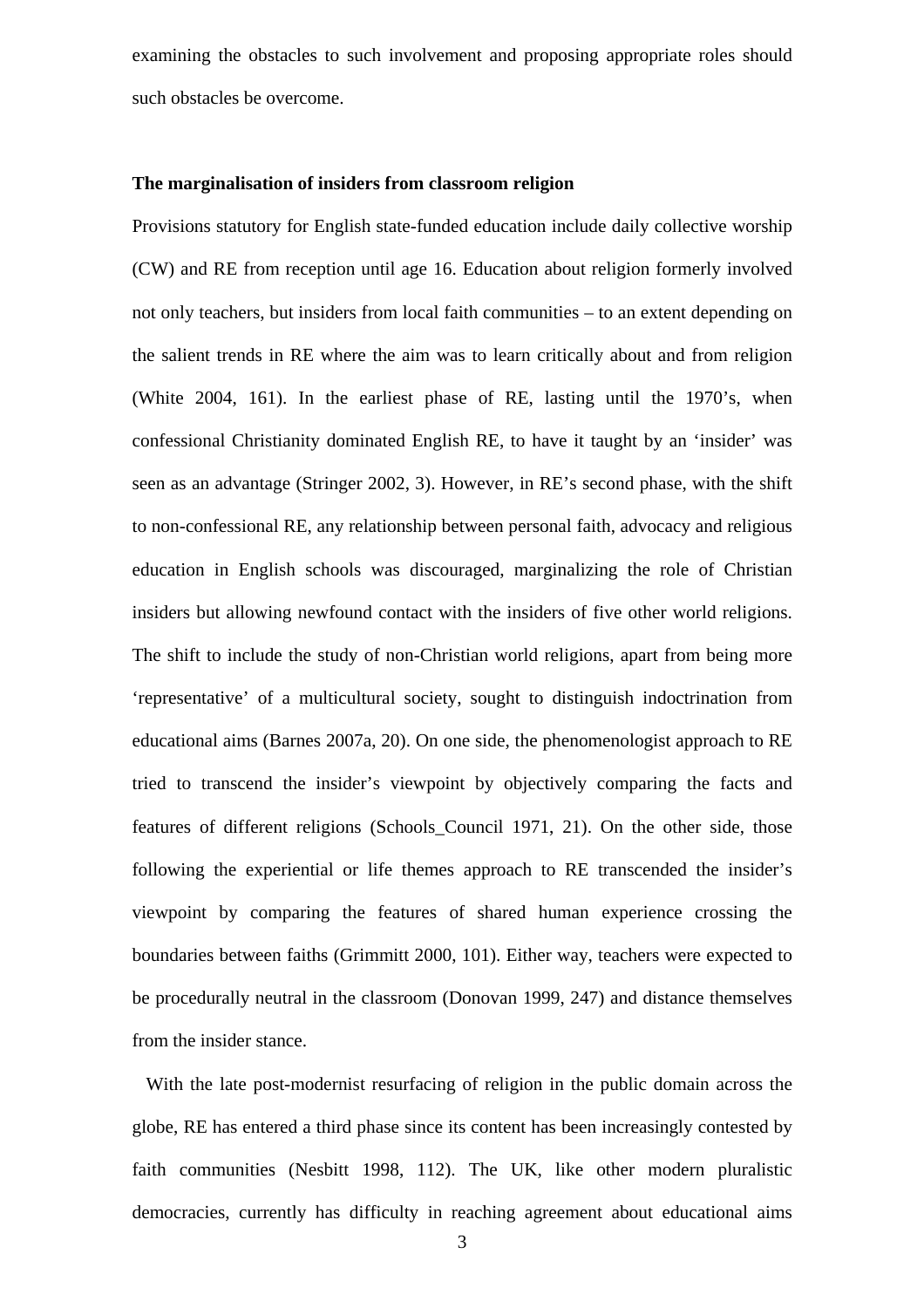examining the obstacles to such involvement and proposing appropriate roles should such obstacles be overcome.

## The marginalisation of insiders from classroom religion

Provisions statutory for English state-funded education include daily collective worship (CW) and RE from reception until age 16. Education about religion formerly involved not only teachers, but insiders from local faith communities – to an extent depending on the salient trends in RE where the aim was to learn critically about and from religion (White 2004, 161). In the earliest phase of RE, lasting until the 1970's, when confessional Christianity dominated English RE, to have it taught by an 'insider' was seen as an advantage (Stringer 2002, 3). However, in RE's second phase, with the shift to non-confessional RE, any relationship between personal faith, advocacy and religious education in English schools was discouraged, marginalizing the role of Christian insiders but allowing newfound contact with the insiders of five other world religions. The shift to include the study of non-Christian world religions, apart from being more 'representative' of a multicultural society, sought to distinguish indoctrination from educational aims (Barnes 2007a, 20). On one side, the phenomenologist approach to RE tried to transcend the insider's viewpoint by objectively comparing the facts and features of different religions (Schools_Council 1971, 21). On the other side, those following the experiential or life themes approach to RE transcended the insider's viewpoint by comparing the features of shared human experience crossing the boundaries between faiths (Grimmitt 2000, 101). Either way, teachers were expected to be procedurally neutral in the classroom (Donovan 1999, 247) and distance themselves from the insider stance.

With the late post-modernist resurfacing of religion in the public domain across the globe, RE has entered a third phase since its content has been increasingly contested by faith communities (Nesbitt 1998, 112). The UK, like other modern pluralistic democracies, currently has difficulty in reaching agreement about educational aims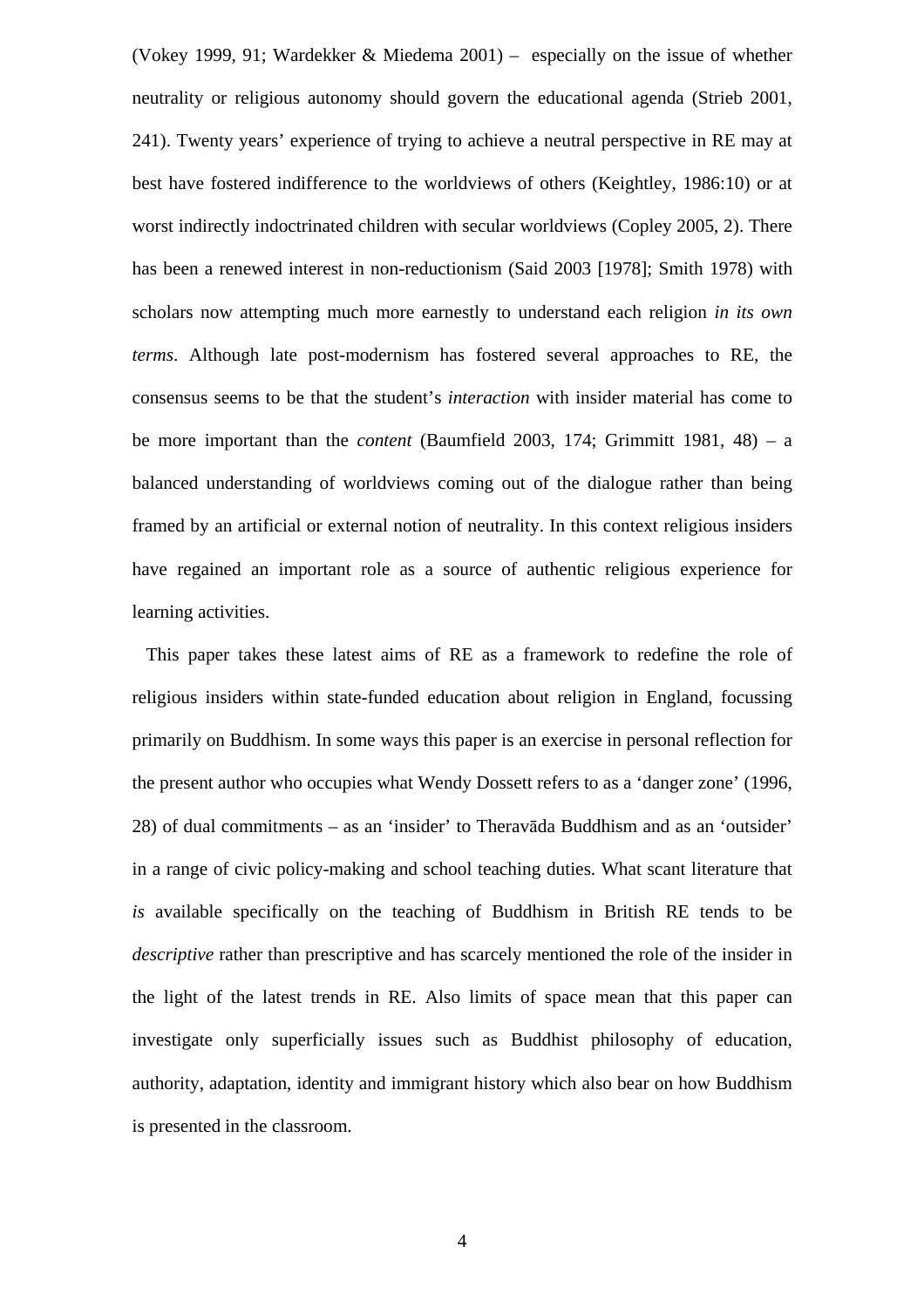(Vokey 1999, 91; Wardekker & Miedema 2001) – especially on the issue of whether neutrality or religious autonomy should govern the educational agenda (Strieb 2001, 241). Twenty years' experience of trying to achieve a neutral perspective in RE may at best have fostered indifference to the worldviews of others (Keightley, 1986:10) or at worst indirectly indoctrinated children with secular worldviews (Copley 2005, 2). There has been a renewed interest in non-reductionism (Said 2003 [1978]; Smith 1978) with scholars now attempting much more earnestly to understand each religion *in its own terms*. Although late post-modernism has fostered several approaches to RE, the consensus seems to be that the student's *interaction* with insider material has come to be more important than the *content* (Baumfield 2003, 174; Grimmitt 1981, 48) – a balanced understanding of worldviews coming out of the dialogue rather than being framed by an artificial or external notion of neutrality. In this context religious insiders have regained an important role as a source of authentic religious experience for learning activities.

This paper takes these latest aims of RE as a framework to redefine the role of religious insiders within state-funded education about religion in England, focussing primarily on Buddhism. In some ways this paper is an exercise in personal reflection for the present author who occupies what Wendy Dossett refers to as a 'danger zone' (1996, 28) of dual commitments – as an 'insider' to Theravāda Buddhism and as an 'outsider' in a range of civic policy-making and school teaching duties. What scant literature that *is* available specifically on the teaching of Buddhism in British RE tends to be *descriptive* rather than prescriptive and has scarcely mentioned the role of the insider in the light of the latest trends in RE. Also limits of space mean that this paper can investigate only superficially issues such as Buddhist philosophy of education, authority, adaptation, identity and immigrant history which also bear on how Buddhism is presented in the classroom.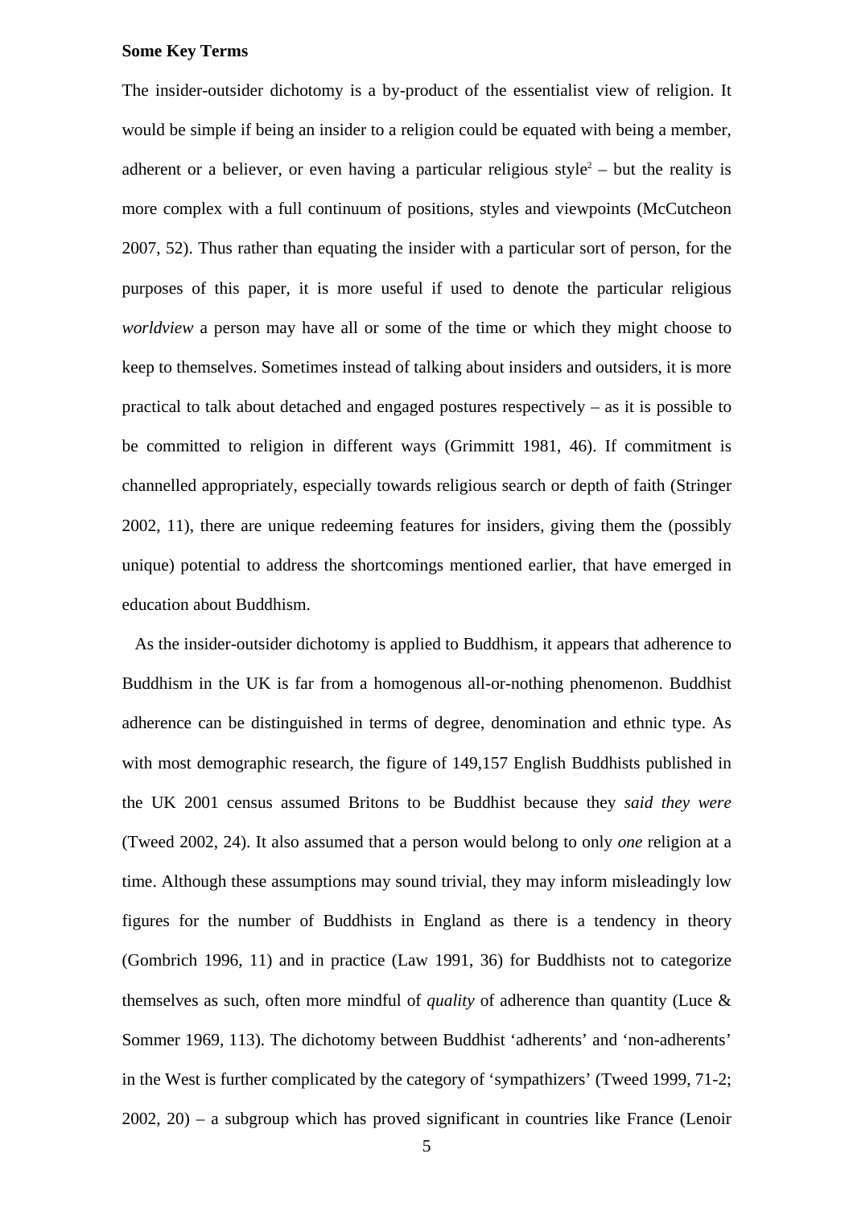**Some Key Terms**

The insider-outsider dichotomy is a by-product of the essentialist view of religion. It would be simple if being an insider to a religion could be equated with being a member, adherent or a believer, or even having a particular religious style[2] – but the reality is more complex with a full continuum of positions, styles and viewpoints (McCutcheon 2007, 52). Thus rather than equating the insider with a particular sort of person, for the purposes of this paper, it is more useful if used to denote the particular religious *worldview* a person may have all or some of the time or which they might choose to keep to themselves. Sometimes instead of talking about insiders and outsiders, it is more practical to talk about detached and engaged postures respectively – as it is possible to be committed to religion in different ways (Grimmitt 1981, 46). If commitment is channelled appropriately, especially towards religious search or depth of faith (Stringer 2002, 11), there are unique redeeming features for insiders, giving them the (possibly unique) potential to address the shortcomings mentioned earlier, that have emerged in education about Buddhism.

As the insider-outsider dichotomy is applied to Buddhism, it appears that adherence to Buddhism in the UK is far from a homogenous all-or-nothing phenomenon. Buddhist adherence can be distinguished in terms of degree, denomination and ethnic type. As with most demographic research, the figure of 149,157 English Buddhists published in the UK 2001 census assumed Britons to be Buddhist because they *said they were* (Tweed 2002, 24). It also assumed that a person would belong to only *one* religion at a time. Although these assumptions may sound trivial, they may inform misleadingly low figures for the number of Buddhists in England as there is a tendency in theory (Gombrich 1996, 11) and in practice (Law 1991, 36) for Buddhists not to categorize themselves as such, often more mindful of *quality* of adherence than quantity (Luce & Sommer 1969, 113). The dichotomy between Buddhist 'adherents' and 'non-adherents' in the West is further complicated by the category of 'sympathizers' (Tweed 1999, 71-2; 2002, 20) – a subgroup which has proved significant in countries like France (Lenoir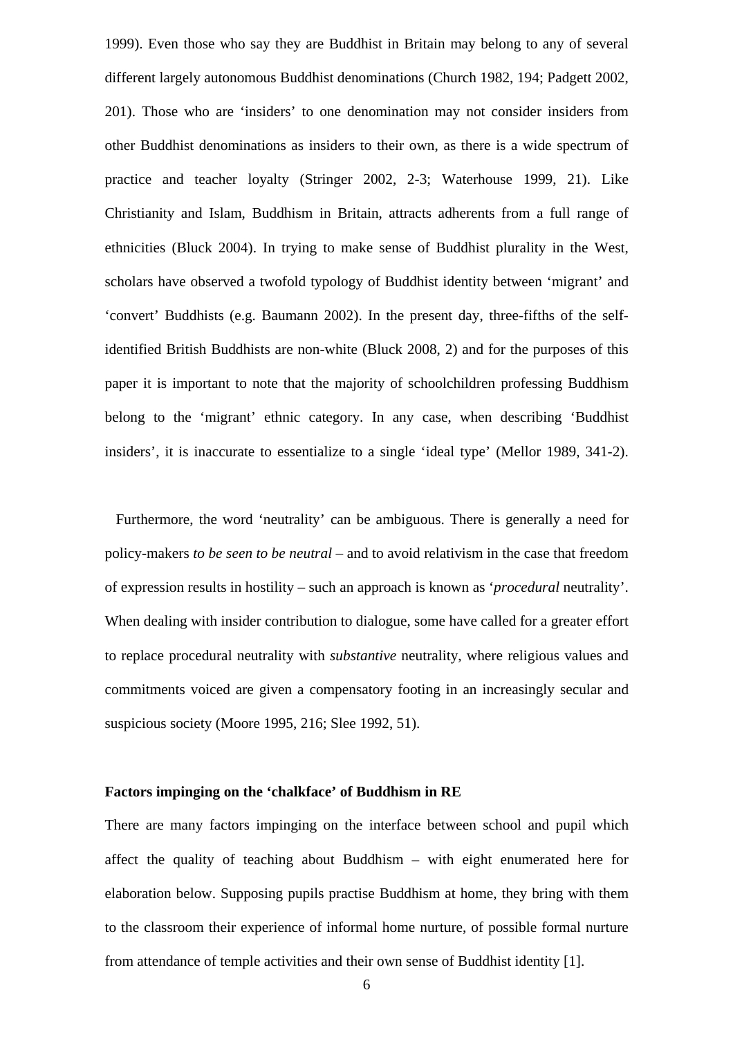1999). Even those who say they are Buddhist in Britain may belong to any of several different largely autonomous Buddhist denominations (Church 1982, 194; Padgett 2002, 201). Those who are 'insiders' to one denomination may not consider insiders from other Buddhist denominations as insiders to their own, as there is a wide spectrum of practice and teacher loyalty (Stringer 2002, 2-3; Waterhouse 1999, 21). Like Christianity and Islam, Buddhism in Britain, attracts adherents from a full range of ethnicities (Bluck 2004). In trying to make sense of Buddhist plurality in the West, scholars have observed a twofold typology of Buddhist identity between 'migrant' and 'convert' Buddhists (e.g. Baumann 2002). In the present day, three-fifths of the self-identified British Buddhists are non-white (Bluck 2008, 2) and for the purposes of this paper it is important to note that the majority of schoolchildren professing Buddhism belong to the 'migrant' ethnic category. In any case, when describing 'Buddhist insiders', it is inaccurate to essentialize to a single 'ideal type' (Mellor 1989, 341-2).

Furthermore, the word 'neutrality' can be ambiguous. There is generally a need for policy-makers *to be seen to be neutral* – and to avoid relativism in the case that freedom of expression results in hostility – such an approach is known as '*procedural* neutrality'. When dealing with insider contribution to dialogue, some have called for a greater effort to replace procedural neutrality with *substantive* neutrality, where religious values and commitments voiced are given a compensatory footing in an increasingly secular and suspicious society (Moore 1995, 216; Slee 1992, 51).

**Factors impinging on the 'chalkface' of Buddhism in RE**

There are many factors impinging on the interface between school and pupil which affect the quality of teaching about Buddhism – with eight enumerated here for elaboration below. Supposing pupils practise Buddhism at home, they bring with them to the classroom their experience of informal home nurture, of possible formal nurture from attendance of temple activities and their own sense of Buddhist identity [1].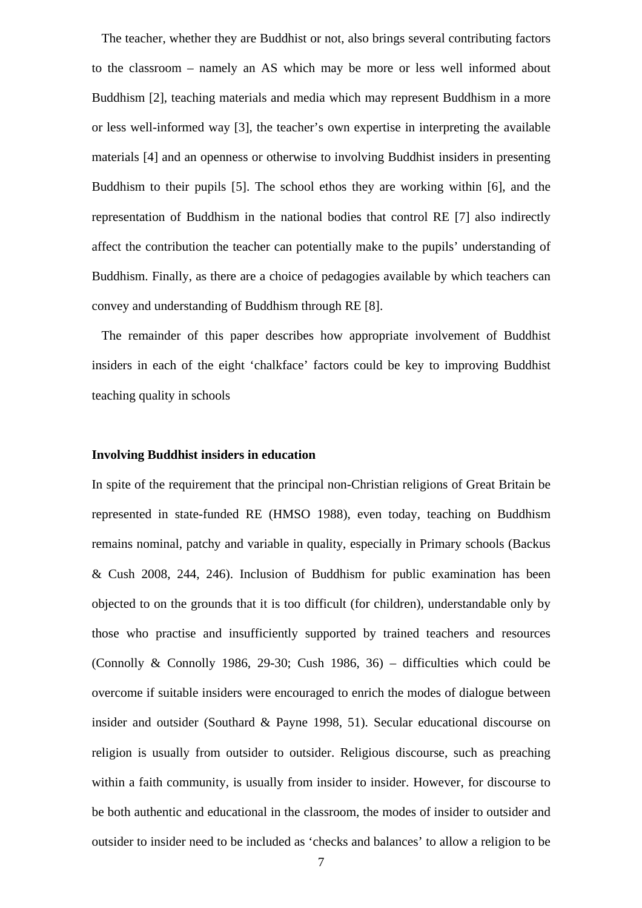The teacher, whether they are Buddhist or not, also brings several contributing factors to the classroom – namely an AS which may be more or less well informed about Buddhism [2], teaching materials and media which may represent Buddhism in a more or less well-informed way [3], the teacher's own expertise in interpreting the available materials [4] and an openness or otherwise to involving Buddhist insiders in presenting Buddhism to their pupils [5]. The school ethos they are working within [6], and the representation of Buddhism in the national bodies that control RE [7] also indirectly affect the contribution the teacher can potentially make to the pupils' understanding of Buddhism. Finally, as there are a choice of pedagogies available by which teachers can convey and understanding of Buddhism through RE [8].

The remainder of this paper describes how appropriate involvement of Buddhist insiders in each of the eight 'chalkface' factors could be key to improving Buddhist teaching quality in schools

**Involving Buddhist insiders in education**

In spite of the requirement that the principal non-Christian religions of Great Britain be represented in state-funded RE (HMSO 1988), even today, teaching on Buddhism remains nominal, patchy and variable in quality, especially in Primary schools (Backus & Cush 2008, 244, 246). Inclusion of Buddhism for public examination has been objected to on the grounds that it is too difficult (for children), understandable only by those who practise and insufficiently supported by trained teachers and resources (Connolly & Connolly 1986, 29-30; Cush 1986, 36) – difficulties which could be overcome if suitable insiders were encouraged to enrich the modes of dialogue between insider and outsider (Southard & Payne 1998, 51). Secular educational discourse on religion is usually from outsider to outsider. Religious discourse, such as preaching within a faith community, is usually from insider to insider. However, for discourse to be both authentic and educational in the classroom, the modes of insider to outsider and outsider to insider need to be included as 'checks and balances' to allow a religion to be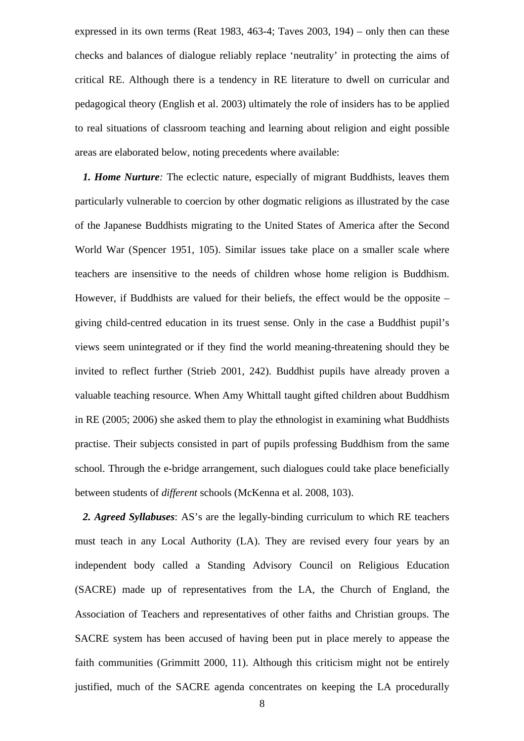expressed in its own terms (Reat 1983, 463-4; Taves 2003, 194) – only then can these checks and balances of dialogue reliably replace 'neutrality' in protecting the aims of critical RE. Although there is a tendency in RE literature to dwell on curricular and pedagogical theory (English et al. 2003) ultimately the role of insiders has to be applied to real situations of classroom teaching and learning about religion and eight possible areas are elaborated below, noting precedents where available:

***1. Home Nurture:*** The eclectic nature, especially of migrant Buddhists, leaves them particularly vulnerable to coercion by other dogmatic religions as illustrated by the case of the Japanese Buddhists migrating to the United States of America after the Second World War (Spencer 1951, 105). Similar issues take place on a smaller scale where teachers are insensitive to the needs of children whose home religion is Buddhism. However, if Buddhists are valued for their beliefs, the effect would be the opposite – giving child-centred education in its truest sense. Only in the case a Buddhist pupil's views seem unintegrated or if they find the world meaning-threatening should they be invited to reflect further (Strieb 2001, 242). Buddhist pupils have already proven a valuable teaching resource. When Amy Whittall taught gifted children about Buddhism in RE (2005; 2006) she asked them to play the ethnologist in examining what Buddhists practise. Their subjects consisted in part of pupils professing Buddhism from the same school. Through the e-bridge arrangement, such dialogues could take place beneficially between students of *different* schools (McKenna et al. 2008, 103).

***2. Agreed Syllabuses***: AS's are the legally-binding curriculum to which RE teachers must teach in any Local Authority (LA). They are revised every four years by an independent body called a Standing Advisory Council on Religious Education (SACRE) made up of representatives from the LA, the Church of England, the Association of Teachers and representatives of other faiths and Christian groups. The SACRE system has been accused of having been put in place merely to appease the faith communities (Grimmitt 2000, 11). Although this criticism might not be entirely justified, much of the SACRE agenda concentrates on keeping the LA procedurally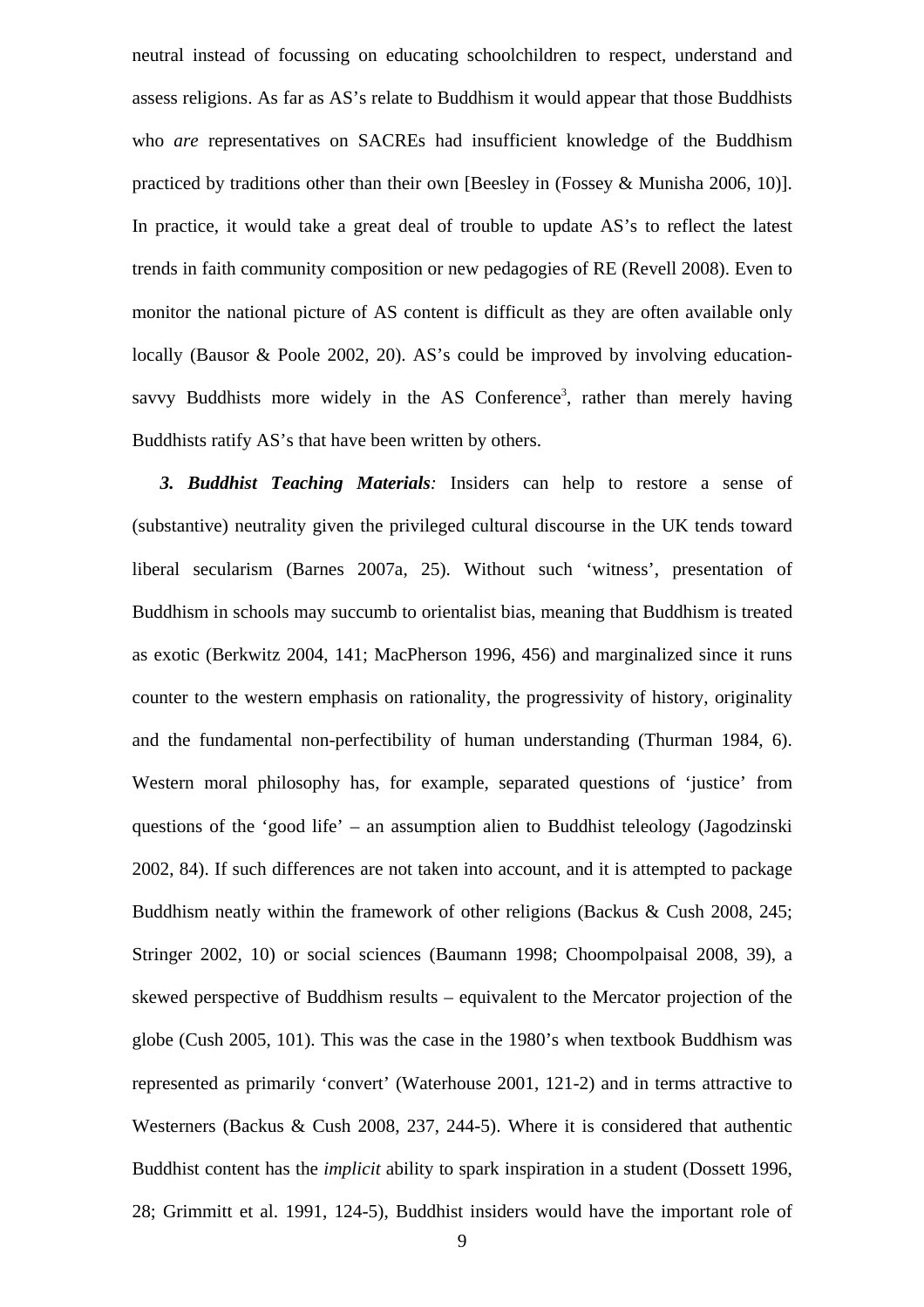neutral instead of focussing on educating schoolchildren to respect, understand and assess religions. As far as AS's relate to Buddhism it would appear that those Buddhists who *are* representatives on SACREs had insufficient knowledge of the Buddhism practiced by traditions other than their own [Beesley in (Fossey & Munisha 2006, 10)]. In practice, it would take a great deal of trouble to update AS's to reflect the latest trends in faith community composition or new pedagogies of RE (Revell 2008). Even to monitor the national picture of AS content is difficult as they are often available only locally (Bausor & Poole 2002, 20). AS's could be improved by involving education-savvy Buddhists more widely in the AS Conference[3], rather than merely having Buddhists ratify AS's that have been written by others.

***3. Buddhist Teaching Materials**:* Insiders can help to restore a sense of (substantive) neutrality given the privileged cultural discourse in the UK tends toward liberal secularism (Barnes 2007a, 25). Without such 'witness', presentation of Buddhism in schools may succumb to orientalist bias, meaning that Buddhism is treated as exotic (Berkwitz 2004, 141; MacPherson 1996, 456) and marginalized since it runs counter to the western emphasis on rationality, the progressivity of history, originality and the fundamental non-perfectibility of human understanding (Thurman 1984, 6). Western moral philosophy has, for example, separated questions of 'justice' from questions of the 'good life' – an assumption alien to Buddhist teleology (Jagodzinski 2002, 84). If such differences are not taken into account, and it is attempted to package Buddhism neatly within the framework of other religions (Backus & Cush 2008, 245; Stringer 2002, 10) or social sciences (Baumann 1998; Choompolpaisal 2008, 39), a skewed perspective of Buddhism results – equivalent to the Mercator projection of the globe (Cush 2005, 101). This was the case in the 1980's when textbook Buddhism was represented as primarily 'convert' (Waterhouse 2001, 121-2) and in terms attractive to Westerners (Backus & Cush 2008, 237, 244-5). Where it is considered that authentic Buddhist content has the *implicit* ability to spark inspiration in a student (Dossett 1996, 28; Grimmitt et al. 1991, 124-5), Buddhist insiders would have the important role of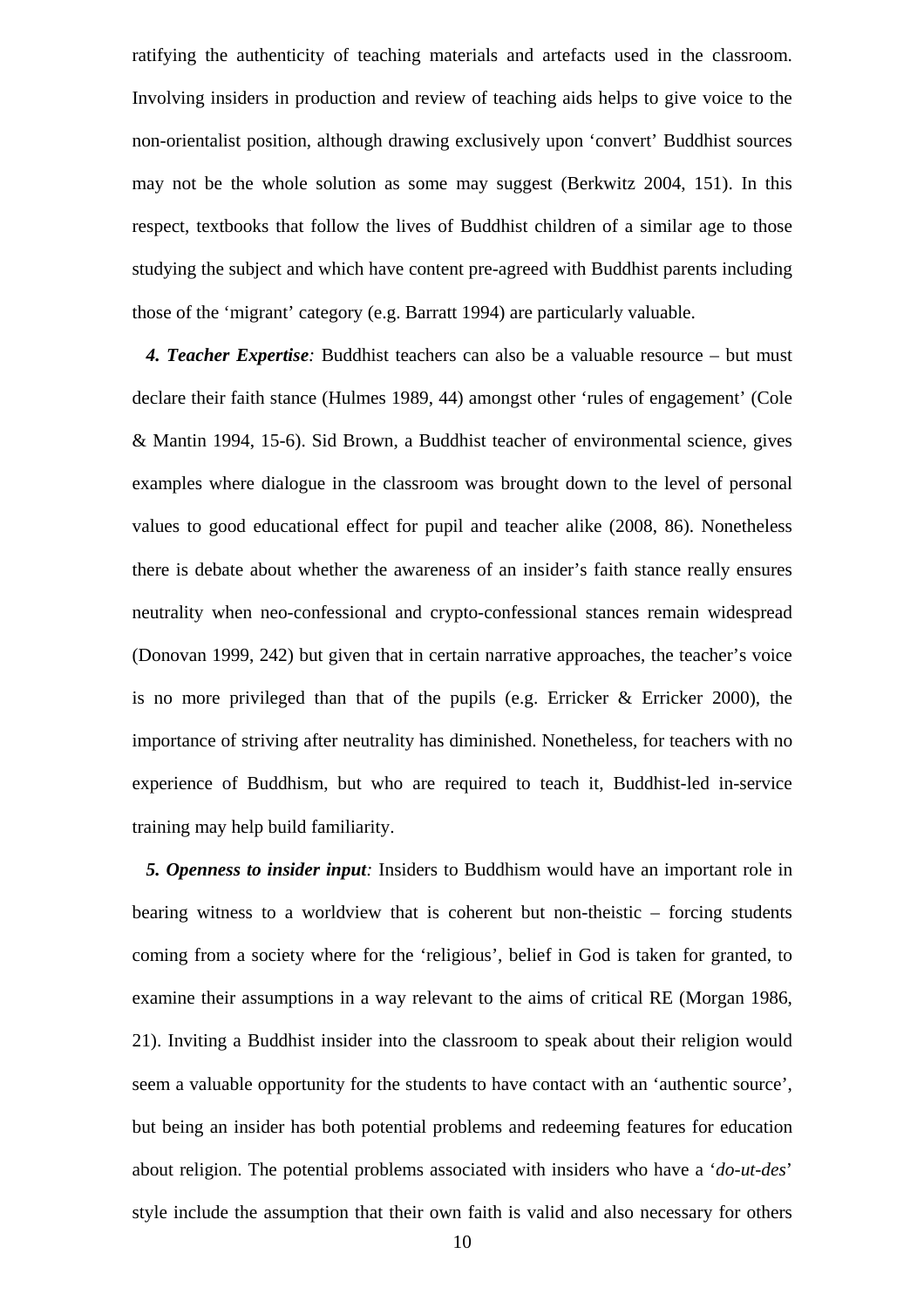ratifying the authenticity of teaching materials and artefacts used in the classroom. Involving insiders in production and review of teaching aids helps to give voice to the non-orientalist position, although drawing exclusively upon 'convert' Buddhist sources may not be the whole solution as some may suggest (Berkwitz 2004, 151). In this respect, textbooks that follow the lives of Buddhist children of a similar age to those studying the subject and which have content pre-agreed with Buddhist parents including those of the 'migrant' category (e.g. Barratt 1994) are particularly valuable.

***4. Teacher Expertise****:* Buddhist teachers can also be a valuable resource – but must declare their faith stance (Hulmes 1989, 44) amongst other 'rules of engagement' (Cole & Mantin 1994, 15-6). Sid Brown, a Buddhist teacher of environmental science, gives examples where dialogue in the classroom was brought down to the level of personal values to good educational effect for pupil and teacher alike (2008, 86). Nonetheless there is debate about whether the awareness of an insider's faith stance really ensures neutrality when neo-confessional and crypto-confessional stances remain widespread (Donovan 1999, 242) but given that in certain narrative approaches, the teacher's voice is no more privileged than that of the pupils (e.g. Erricker & Erricker 2000), the importance of striving after neutrality has diminished. Nonetheless, for teachers with no experience of Buddhism, but who are required to teach it, Buddhist-led in-service training may help build familiarity.

***5. Openness to insider input****:* Insiders to Buddhism would have an important role in bearing witness to a worldview that is coherent but non-theistic – forcing students coming from a society where for the 'religious', belief in God is taken for granted, to examine their assumptions in a way relevant to the aims of critical RE (Morgan 1986, 21). Inviting a Buddhist insider into the classroom to speak about their religion would seem a valuable opportunity for the students to have contact with an 'authentic source', but being an insider has both potential problems and redeeming features for education about religion. The potential problems associated with insiders who have a '*do-ut-des*' style include the assumption that their own faith is valid and also necessary for others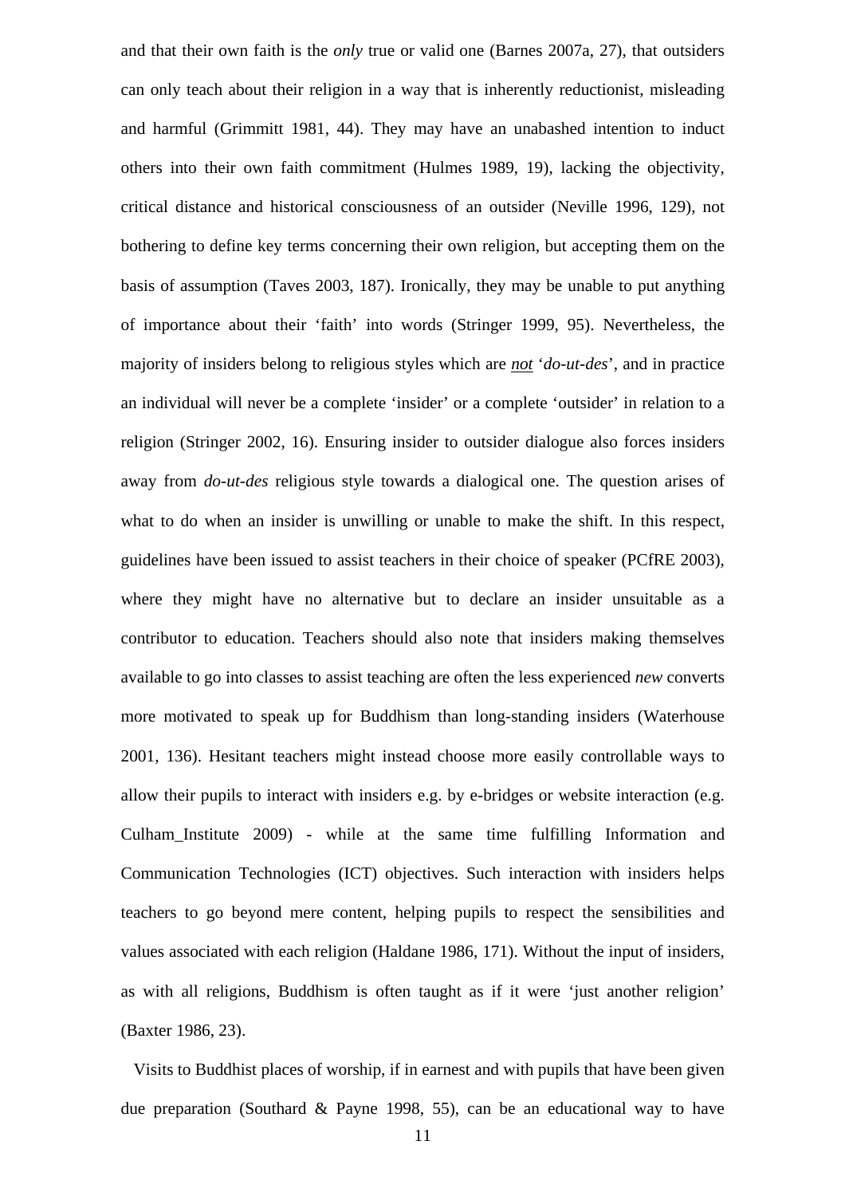and that their own faith is the *only* true or valid one (Barnes 2007a, 27), that outsiders can only teach about their religion in a way that is inherently reductionist, misleading and harmful (Grimmitt 1981, 44). They may have an unabashed intention to induct others into their own faith commitment (Hulmes 1989, 19), lacking the objectivity, critical distance and historical consciousness of an outsider (Neville 1996, 129), not bothering to define key terms concerning their own religion, but accepting them on the basis of assumption (Taves 2003, 187). Ironically, they may be unable to put anything of importance about their 'faith' into words (Stringer 1999, 95). Nevertheless, the majority of insiders belong to religious styles which are ***not*** '*do-ut-des*', and in practice an individual will never be a complete 'insider' or a complete 'outsider' in relation to a religion (Stringer 2002, 16). Ensuring insider to outsider dialogue also forces insiders away from *do-ut-des* religious style towards a dialogical one. The question arises of what to do when an insider is unwilling or unable to make the shift. In this respect, guidelines have been issued to assist teachers in their choice of speaker (PCfRE 2003), where they might have no alternative but to declare an insider unsuitable as a contributor to education. Teachers should also note that insiders making themselves available to go into classes to assist teaching are often the less experienced *new* converts more motivated to speak up for Buddhism than long-standing insiders (Waterhouse 2001, 136). Hesitant teachers might instead choose more easily controllable ways to allow their pupils to interact with insiders e.g. by e-bridges or website interaction (e.g. Culham_Institute 2009) - while at the same time fulfilling Information and Communication Technologies (ICT) objectives. Such interaction with insiders helps teachers to go beyond mere content, helping pupils to respect the sensibilities and values associated with each religion (Haldane 1986, 171). Without the input of insiders, as with all religions, Buddhism is often taught as if it were 'just another religion' (Baxter 1986, 23).

Visits to Buddhist places of worship, if in earnest and with pupils that have been given due preparation (Southard & Payne 1998, 55), can be an educational way to have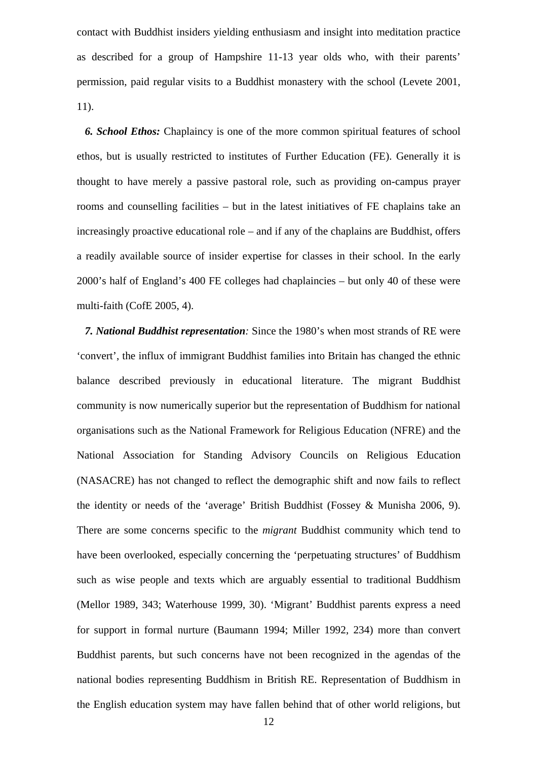contact with Buddhist insiders yielding enthusiasm and insight into meditation practice as described for a group of Hampshire 11-13 year olds who, with their parents' permission, paid regular visits to a Buddhist monastery with the school (Levete 2001, 11).

***6. School Ethos:*** Chaplaincy is one of the more common spiritual features of school ethos, but is usually restricted to institutes of Further Education (FE). Generally it is thought to have merely a passive pastoral role, such as providing on-campus prayer rooms and counselling facilities – but in the latest initiatives of FE chaplains take an increasingly proactive educational role – and if any of the chaplains are Buddhist, offers a readily available source of insider expertise for classes in their school. In the early 2000's half of England's 400 FE colleges had chaplaincies – but only 40 of these were multi-faith (CofE 2005, 4).

***7. National Buddhist representation**:* Since the 1980's when most strands of RE were 'convert', the influx of immigrant Buddhist families into Britain has changed the ethnic balance described previously in educational literature. The migrant Buddhist community is now numerically superior but the representation of Buddhism for national organisations such as the National Framework for Religious Education (NFRE) and the National Association for Standing Advisory Councils on Religious Education (NASACRE) has not changed to reflect the demographic shift and now fails to reflect the identity or needs of the 'average' British Buddhist (Fossey & Munisha 2006, 9). There are some concerns specific to the *migrant* Buddhist community which tend to have been overlooked, especially concerning the 'perpetuating structures' of Buddhism such as wise people and texts which are arguably essential to traditional Buddhism (Mellor 1989, 343; Waterhouse 1999, 30). 'Migrant' Buddhist parents express a need for support in formal nurture (Baumann 1994; Miller 1992, 234) more than convert Buddhist parents, but such concerns have not been recognized in the agendas of the national bodies representing Buddhism in British RE. Representation of Buddhism in the English education system may have fallen behind that of other world religions, but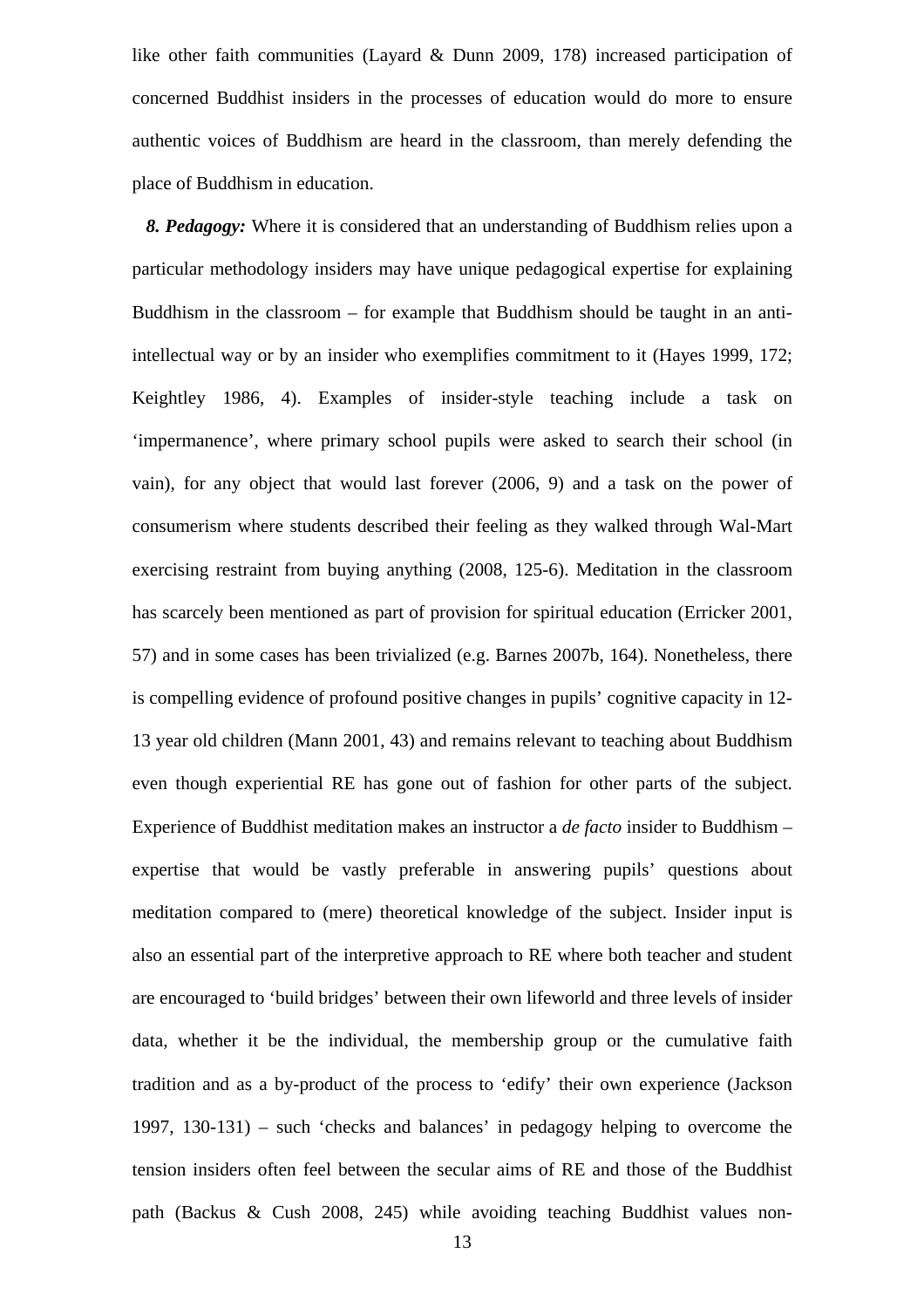like other faith communities (Layard & Dunn 2009, 178) increased participation of concerned Buddhist insiders in the processes of education would do more to ensure authentic voices of Buddhism are heard in the classroom, than merely defending the place of Buddhism in education.

***8. Pedagogy:*** Where it is considered that an understanding of Buddhism relies upon a particular methodology insiders may have unique pedagogical expertise for explaining Buddhism in the classroom – for example that Buddhism should be taught in an anti-intellectual way or by an insider who exemplifies commitment to it (Hayes 1999, 172; Keightley 1986, 4). Examples of insider-style teaching include a task on 'impermanence', where primary school pupils were asked to search their school (in vain), for any object that would last forever (2006, 9) and a task on the power of consumerism where students described their feeling as they walked through Wal-Mart exercising restraint from buying anything (2008, 125-6). Meditation in the classroom has scarcely been mentioned as part of provision for spiritual education (Erricker 2001, 57) and in some cases has been trivialized (e.g. Barnes 2007b, 164). Nonetheless, there is compelling evidence of profound positive changes in pupils' cognitive capacity in 12-13 year old children (Mann 2001, 43) and remains relevant to teaching about Buddhism even though experiential RE has gone out of fashion for other parts of the subject. Experience of Buddhist meditation makes an instructor a *de facto* insider to Buddhism – expertise that would be vastly preferable in answering pupils' questions about meditation compared to (mere) theoretical knowledge of the subject. Insider input is also an essential part of the interpretive approach to RE where both teacher and student are encouraged to 'build bridges' between their own lifeworld and three levels of insider data, whether it be the individual, the membership group or the cumulative faith tradition and as a by-product of the process to 'edify' their own experience (Jackson 1997, 130-131) – such 'checks and balances' in pedagogy helping to overcome the tension insiders often feel between the secular aims of RE and those of the Buddhist path (Backus & Cush 2008, 245) while avoiding teaching Buddhist values non-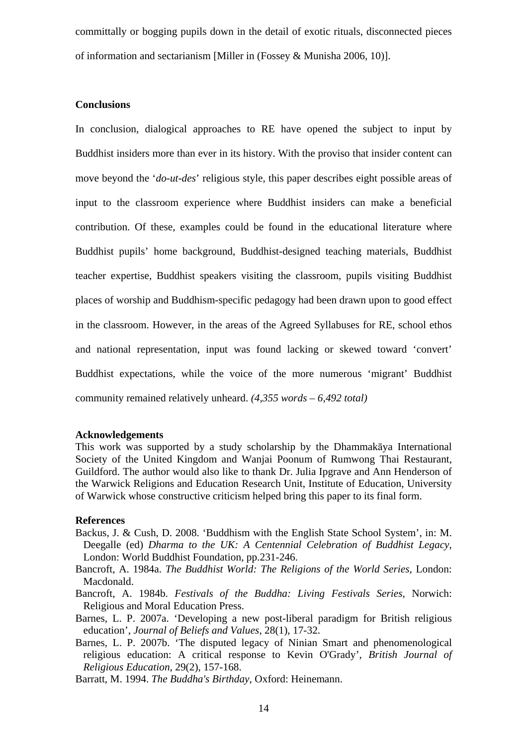committally or bogging pupils down in the detail of exotic rituals, disconnected pieces of information and sectarianism [Miller in (Fossey & Munisha 2006, 10)].

## Conclusions

In conclusion, dialogical approaches to RE have opened the subject to input by Buddhist insiders more than ever in its history. With the proviso that insider content can move beyond the '*do-ut-des*' religious style, this paper describes eight possible areas of input to the classroom experience where Buddhist insiders can make a beneficial contribution. Of these, examples could be found in the educational literature where Buddhist pupils' home background, Buddhist-designed teaching materials, Buddhist teacher expertise, Buddhist speakers visiting the classroom, pupils visiting Buddhist places of worship and Buddhism-specific pedagogy had been drawn upon to good effect in the classroom. However, in the areas of the Agreed Syllabuses for RE, school ethos and national representation, input was found lacking or skewed toward 'convert' Buddhist expectations, while the voice of the more numerous 'migrant' Buddhist community remained relatively unheard. *(4,355 words – 6,492 total)*

## Acknowledgements

This work was supported by a study scholarship by the Dhammakāya International Society of the United Kingdom and Wanjai Poonum of Rumwong Thai Restaurant, Guildford. The author would also like to thank Dr. Julia Ipgrave and Ann Henderson of the Warwick Religions and Education Research Unit, Institute of Education, University of Warwick whose constructive criticism helped bring this paper to its final form.

## References

Backus, J. & Cush, D. 2008. 'Buddhism with the English State School System', in: M. Deegalle (ed) *Dharma to the UK: A Centennial Celebration of Buddhist Legacy*, London: World Buddhist Foundation, pp.231-246.

Bancroft, A. 1984a. *The Buddhist World: The Religions of the World Series*, London: Macdonald.

Bancroft, A. 1984b. *Festivals of the Buddha: Living Festivals Series*, Norwich: Religious and Moral Education Press.

Barnes, L. P. 2007a. 'Developing a new post-liberal paradigm for British religious education', *Journal of Beliefs and Values*, 28(1), 17-32.

Barnes, L. P. 2007b. 'The disputed legacy of Ninian Smart and phenomenological religious education: A critical response to Kevin O'Grady', *British Journal of Religious Education*, 29(2), 157-168.

Barratt, M. 1994. *The Buddha's Birthday*, Oxford: Heinemann.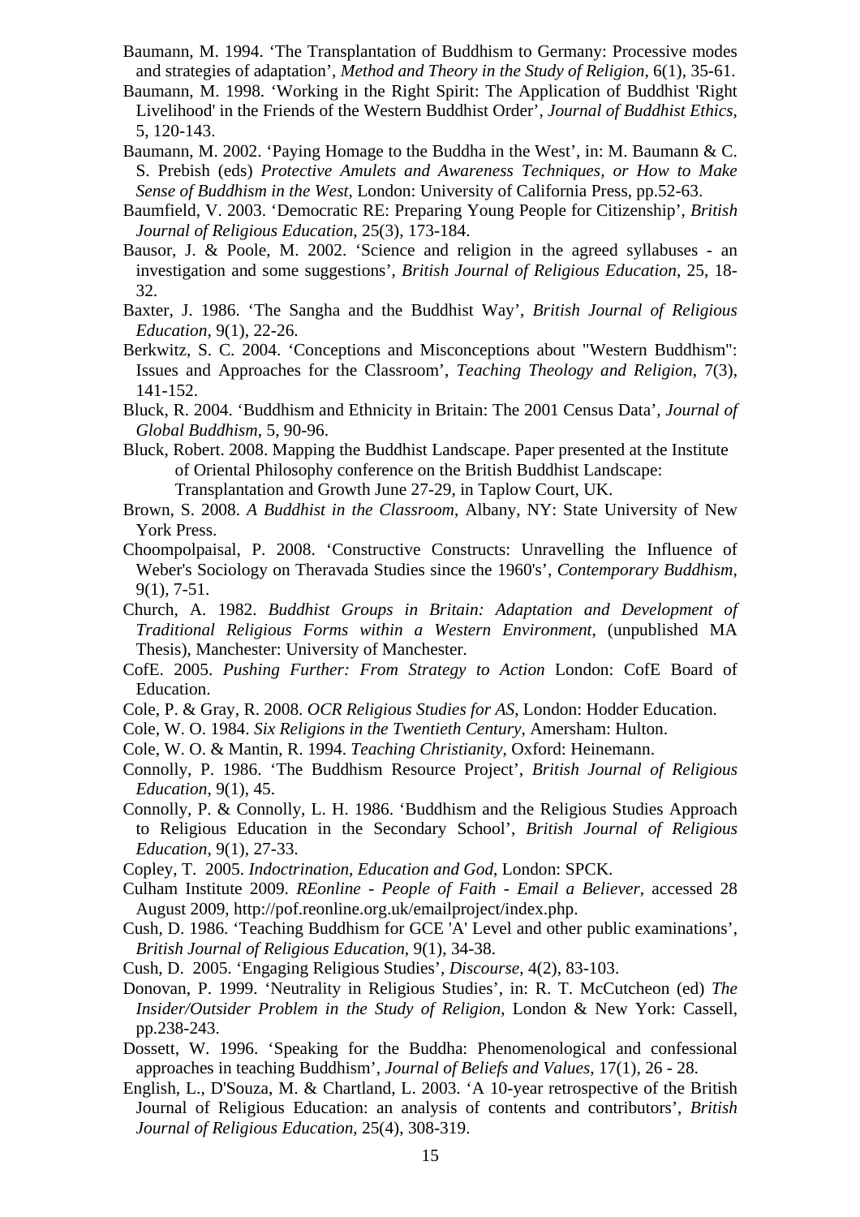Baumann, M. 1994. ‘The Transplantation of Buddhism to Germany: Processive modes and strategies of adaptation’, *Method and Theory in the Study of Religion*, 6(1), 35-61.

Baumann, M. 1998. ‘Working in the Right Spirit: The Application of Buddhist 'Right Livelihood' in the Friends of the Western Buddhist Order’, *Journal of Buddhist Ethics*, 5, 120-143.

Baumann, M. 2002. ‘Paying Homage to the Buddha in the West’, in: M. Baumann & C. S. Prebish (eds) *Protective Amulets and Awareness Techniques, or How to Make Sense of Buddhism in the West*, London: University of California Press, pp.52-63.

Baumfield, V. 2003. ‘Democratic RE: Preparing Young People for Citizenship’, *British Journal of Religious Education*, 25(3), 173-184.

Bausor, J. & Poole, M. 2002. ‘Science and religion in the agreed syllabuses - an investigation and some suggestions’, *British Journal of Religious Education*, 25, 18-32.

Baxter, J. 1986. ‘The Sangha and the Buddhist Way’, *British Journal of Religious Education*, 9(1), 22-26.

Berkwitz, S. C. 2004. ‘Conceptions and Misconceptions about "Western Buddhism": Issues and Approaches for the Classroom’, *Teaching Theology and Religion*, 7(3), 141-152.

Bluck, R. 2004. ‘Buddhism and Ethnicity in Britain: The 2001 Census Data’, *Journal of Global Buddhism*, 5, 90-96.

Bluck, Robert. 2008. Mapping the Buddhist Landscape. Paper presented at the Institute of Oriental Philosophy conference on the British Buddhist Landscape: Transplantation and Growth June 27-29, in Taplow Court, UK.

Brown, S. 2008. *A Buddhist in the Classroom*, Albany, NY: State University of New York Press.

Choompolpaisal, P. 2008. ‘Constructive Constructs: Unravelling the Influence of Weber's Sociology on Theravada Studies since the 1960's’, *Contemporary Buddhism*, 9(1), 7-51.

Church, A. 1982. *Buddhist Groups in Britain: Adaptation and Development of Traditional Religious Forms within a Western Environment*, (unpublished MA Thesis), Manchester: University of Manchester.

CofE. 2005. *Pushing Further: From Strategy to Action* London: CofE Board of Education.

Cole, P. & Gray, R. 2008. *OCR Religious Studies for AS*, London: Hodder Education.

Cole, W. O. 1984. *Six Religions in the Twentieth Century*, Amersham: Hulton.

Cole, W. O. & Mantin, R. 1994. *Teaching Christianity*, Oxford: Heinemann.

Connolly, P. 1986. ‘The Buddhism Resource Project’, *British Journal of Religious Education*, 9(1), 45.

Connolly, P. & Connolly, L. H. 1986. ‘Buddhism and the Religious Studies Approach to Religious Education in the Secondary School’, *British Journal of Religious Education*, 9(1), 27-33.

Copley, T. 2005. *Indoctrination, Education and God*, London: SPCK.

Culham Institute 2009. *REonline - People of Faith - Email a Believer*, accessed 28 August 2009, http://pof.reonline.org.uk/emailproject/index.php.

Cush, D. 1986. ‘Teaching Buddhism for GCE 'A' Level and other public examinations’, *British Journal of Religious Education*, 9(1), 34-38.

Cush, D. 2005. ‘Engaging Religious Studies’, *Discourse*, 4(2), 83-103.

Donovan, P. 1999. ‘Neutrality in Religious Studies’, in: R. T. McCutcheon (ed) *The Insider/Outsider Problem in the Study of Religion*, London & New York: Cassell, pp.238-243.

Dossett, W. 1996. ‘Speaking for the Buddha: Phenomenological and confessional approaches in teaching Buddhism’, *Journal of Beliefs and Values*, 17(1), 26 - 28.

English, L., D'Souza, M. & Chartland, L. 2003. ‘A 10-year retrospective of the British Journal of Religious Education: an analysis of contents and contributors’, *British Journal of Religious Education*, 25(4), 308-319.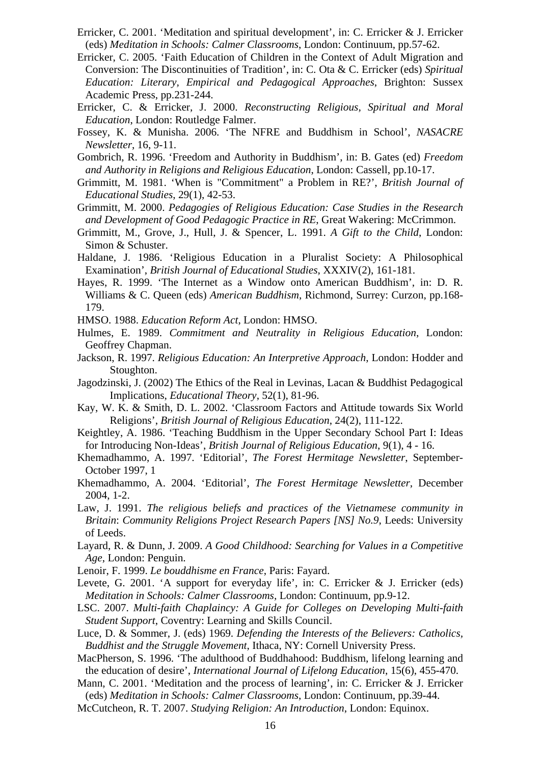Erricker, C. 2001. ‘Meditation and spiritual development’, in: C. Erricker & J. Erricker (eds) *Meditation in Schools: Calmer Classrooms*, London: Continuum, pp.57-62.

Erricker, C. 2005. ‘Faith Education of Children in the Context of Adult Migration and Conversion: The Discontinuities of Tradition’, in: C. Ota & C. Erricker (eds) *Spiritual Education: Literary, Empirical and Pedagogical Approaches*, Brighton: Sussex Academic Press, pp.231-244.

Erricker, C. & Erricker, J. 2000. *Reconstructing Religious, Spiritual and Moral Education*, London: Routledge Falmer.

Fossey, K. & Munisha. 2006. ‘The NFRE and Buddhism in School’, *NASACRE Newsletter*, 16, 9-11.

Gombrich, R. 1996. ‘Freedom and Authority in Buddhism’, in: B. Gates (ed) *Freedom and Authority in Religions and Religious Education*, London: Cassell, pp.10-17.

Grimmitt, M. 1981. ‘When is "Commitment" a Problem in RE?’, *British Journal of Educational Studies*, 29(1), 42-53.

Grimmitt, M. 2000. *Pedagogies of Religious Education: Case Studies in the Research and Development of Good Pedagogic Practice in RE*, Great Wakering: McCrimmon.

Grimmitt, M., Grove, J., Hull, J. & Spencer, L. 1991. *A Gift to the Child*, London: Simon & Schuster.

Haldane, J. 1986. ‘Religious Education in a Pluralist Society: A Philosophical Examination’, *British Journal of Educational Studies*, XXXIV(2), 161-181.

Hayes, R. 1999. ‘The Internet as a Window onto American Buddhism’, in: D. R. Williams & C. Queen (eds) *American Buddhism*, Richmond, Surrey: Curzon, pp.168-179.

HMSO. 1988. *Education Reform Act*, London: HMSO.

Hulmes, E. 1989. *Commitment and Neutrality in Religious Education*, London: Geoffrey Chapman.

Jackson, R. 1997. *Religious Education: An Interpretive Approach*, London: Hodder and Stoughton.

Jagodzinski, J. (2002) The Ethics of the Real in Levinas, Lacan & Buddhist Pedagogical Implications, *Educational Theory*, 52(1), 81-96.

Kay, W. K. & Smith, D. L. 2002. ‘Classroom Factors and Attitude towards Six World Religions’, *British Journal of Religious Education*, 24(2), 111-122.

Keightley, A. 1986. ‘Teaching Buddhism in the Upper Secondary School Part I: Ideas for Introducing Non-Ideas’, *British Journal of Religious Education*, 9(1), 4 - 16.

Khemadhammo, A. 1997. ‘Editorial’, *The Forest Hermitage Newsletter*, September-October 1997, 1

Khemadhammo, A. 2004. ‘Editorial’, *The Forest Hermitage Newsletter*, December 2004, 1-2.

Law, J. 1991. *The religious beliefs and practices of the Vietnamese community in Britain*: *Community Religions Project Research Papers [NS] No.9*, Leeds: University of Leeds.

Layard, R. & Dunn, J. 2009. *A Good Childhood: Searching for Values in a Competitive Age*, London: Penguin.

Lenoir, F. 1999. *Le bouddhisme en France*, Paris: Fayard.

Levete, G. 2001. ‘A support for everyday life’, in: C. Erricker & J. Erricker (eds) *Meditation in Schools: Calmer Classrooms*, London: Continuum, pp.9-12.

LSC. 2007. *Multi-faith Chaplaincy: A Guide for Colleges on Developing Multi-faith Student Support*, Coventry: Learning and Skills Council.

Luce, D. & Sommer, J. (eds) 1969. *Defending the Interests of the Believers: Catholics, Buddhist and the Struggle Movement*, Ithaca, NY: Cornell University Press.

MacPherson, S. 1996. ‘The adulthood of Buddhahood: Buddhism, lifelong learning and the education of desire’, *International Journal of Lifelong Education*, 15(6), 455-470.

Mann, C. 2001. ‘Meditation and the process of learning’, in: C. Erricker & J. Erricker (eds) *Meditation in Schools: Calmer Classrooms*, London: Continuum, pp.39-44.

McCutcheon, R. T. 2007. *Studying Religion: An Introduction*, London: Equinox.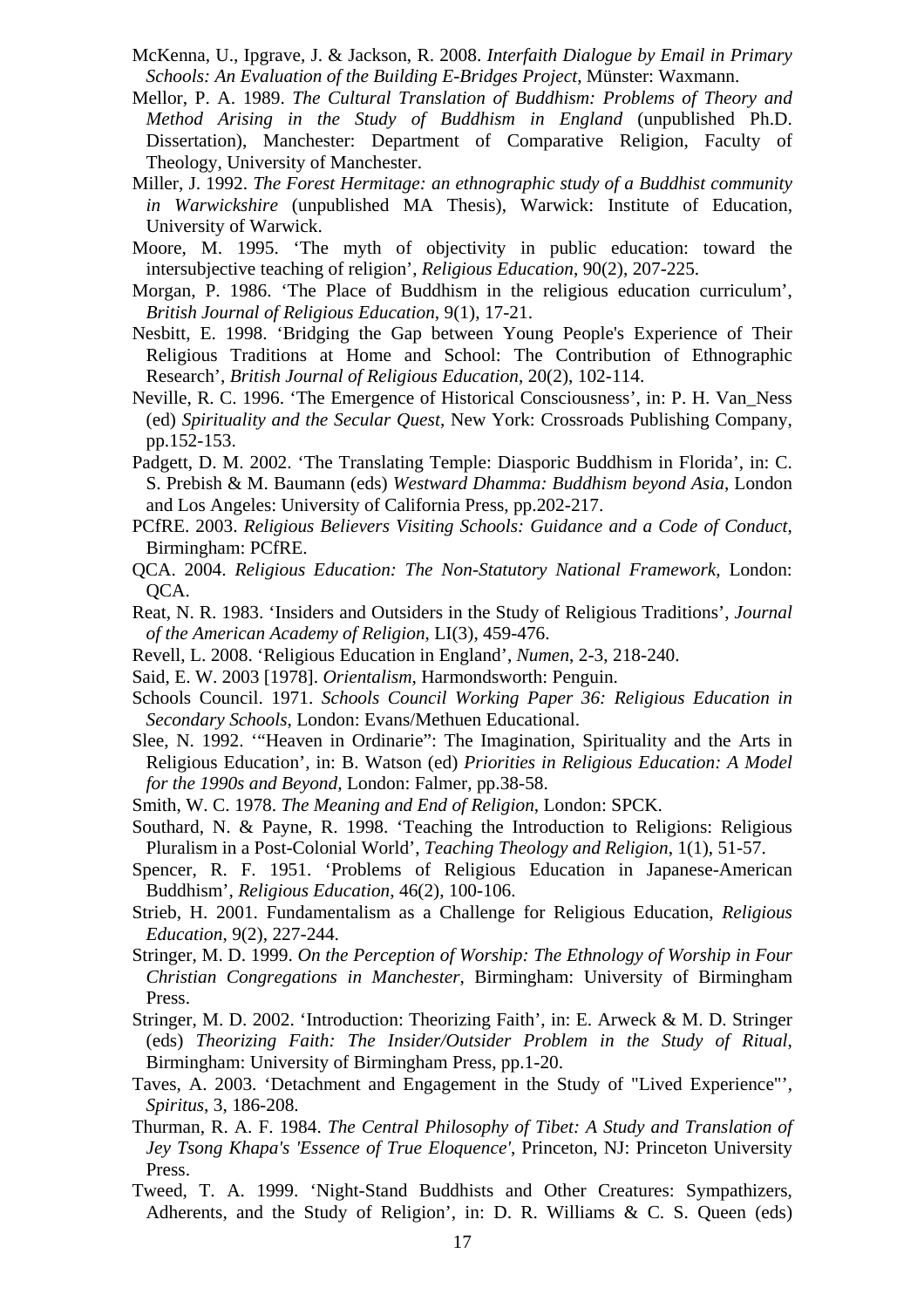McKenna, U., Ipgrave, J. & Jackson, R. 2008. *Interfaith Dialogue by Email in Primary Schools: An Evaluation of the Building E-Bridges Project*, Münster: Waxmann.

Mellor, P. A. 1989. *The Cultural Translation of Buddhism: Problems of Theory and Method Arising in the Study of Buddhism in England* (unpublished Ph.D. Dissertation), Manchester: Department of Comparative Religion, Faculty of Theology, University of Manchester.

Miller, J. 1992. *The Forest Hermitage: an ethnographic study of a Buddhist community in Warwickshire* (unpublished MA Thesis), Warwick: Institute of Education, University of Warwick.

Moore, M. 1995. 'The myth of objectivity in public education: toward the intersubjective teaching of religion', *Religious Education*, 90(2), 207-225.

Morgan, P. 1986. 'The Place of Buddhism in the religious education curriculum', *British Journal of Religious Education*, 9(1), 17-21.

Nesbitt, E. 1998. 'Bridging the Gap between Young People's Experience of Their Religious Traditions at Home and School: The Contribution of Ethnographic Research', *British Journal of Religious Education*, 20(2), 102-114.

Neville, R. C. 1996. 'The Emergence of Historical Consciousness', in: P. H. Van_Ness (ed) *Spirituality and the Secular Quest*, New York: Crossroads Publishing Company, pp.152-153.

Padgett, D. M. 2002. 'The Translating Temple: Diasporic Buddhism in Florida', in: C. S. Prebish & M. Baumann (eds) *Westward Dhamma: Buddhism beyond Asia*, London and Los Angeles: University of California Press, pp.202-217.

PCfRE. 2003. *Religious Believers Visiting Schools: Guidance and a Code of Conduct*, Birmingham: PCfRE.

QCA. 2004. *Religious Education: The Non-Statutory National Framework*, London: QCA.

Reat, N. R. 1983. 'Insiders and Outsiders in the Study of Religious Traditions', *Journal of the American Academy of Religion*, LI(3), 459-476.

Revell, L. 2008. 'Religious Education in England', *Numen*, 2-3, 218-240.

Said, E. W. 2003 [1978]. *Orientalism*, Harmondsworth: Penguin.

Schools Council. 1971. *Schools Council Working Paper 36: Religious Education in Secondary Schools*, London: Evans/Methuen Educational.

Slee, N. 1992. '"Heaven in Ordinarie": The Imagination, Spirituality and the Arts in Religious Education', in: B. Watson (ed) *Priorities in Religious Education: A Model for the 1990s and Beyond*, London: Falmer, pp.38-58.

Smith, W. C. 1978. *The Meaning and End of Religion*, London: SPCK.

Southard, N. & Payne, R. 1998. 'Teaching the Introduction to Religions: Religious Pluralism in a Post-Colonial World', *Teaching Theology and Religion*, 1(1), 51-57.

Spencer, R. F. 1951. 'Problems of Religious Education in Japanese-American Buddhism', *Religious Education*, 46(2), 100-106.

Strieb, H. 2001. Fundamentalism as a Challenge for Religious Education, *Religious Education*, 9(2), 227-244.

Stringer, M. D. 1999. *On the Perception of Worship: The Ethnology of Worship in Four Christian Congregations in Manchester*, Birmingham: University of Birmingham Press.

Stringer, M. D. 2002. 'Introduction: Theorizing Faith', in: E. Arweck & M. D. Stringer (eds) *Theorizing Faith: The Insider/Outsider Problem in the Study of Ritual*, Birmingham: University of Birmingham Press, pp.1-20.

Taves, A. 2003. 'Detachment and Engagement in the Study of "Lived Experience"', *Spiritus*, 3, 186-208.

Thurman, R. A. F. 1984. *The Central Philosophy of Tibet: A Study and Translation of Jey Tsong Khapa's 'Essence of True Eloquence'*, Princeton, NJ: Princeton University Press.

Tweed, T. A. 1999. 'Night-Stand Buddhists and Other Creatures: Sympathizers, Adherents, and the Study of Religion', in: D. R. Williams & C. S. Queen (eds)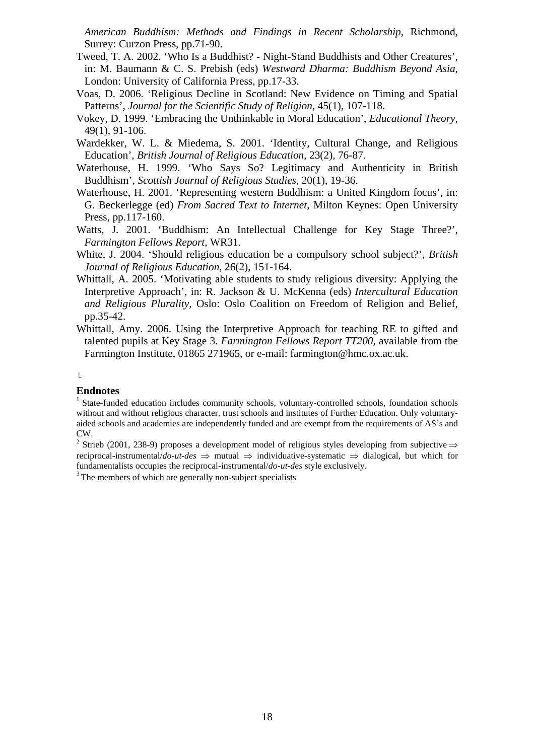*American Buddhism: Methods and Findings in Recent Scholarship*, Richmond, Surrey: Curzon Press, pp.71-90.

Tweed, T. A. 2002. 'Who Is a Buddhist? - Night-Stand Buddhists and Other Creatures', in: M. Baumann & C. S. Prebish (eds) *Westward Dharma: Buddhism Beyond Asia*, London: University of California Press, pp.17-33.

Voas, D. 2006. 'Religious Decline in Scotland: New Evidence on Timing and Spatial Patterns', *Journal for the Scientific Study of Religion*, 45(1), 107-118.

Vokey, D. 1999. 'Embracing the Unthinkable in Moral Education', *Educational Theory*, 49(1), 91-106.

Wardekker, W. L. & Miedema, S. 2001. 'Identity, Cultural Change, and Religious Education', *British Journal of Religious Education*, 23(2), 76-87.

Waterhouse, H. 1999. 'Who Says So? Legitimacy and Authenticity in British Buddhism', *Scottish Journal of Religious Studies*, 20(1), 19-36.

Waterhouse, H. 2001. 'Representing western Buddhism: a United Kingdom focus', in: G. Beckerlegge (ed) *From Sacred Text to Internet*, Milton Keynes: Open University Press, pp.117-160.

Watts, J. 2001. 'Buddhism: An Intellectual Challenge for Key Stage Three?', *Farmington Fellows Report*, WR31.

White, J. 2004. 'Should religious education be a compulsory school subject?', *British Journal of Religious Education*, 26(2), 151-164.

Whittall, A. 2005. 'Motivating able students to study religious diversity: Applying the Interpretive Approach', in: R. Jackson & U. McKenna (eds) *Intercultural Education and Religious Plurality*, Oslo: Oslo Coalition on Freedom of Religion and Belief, pp.35-42.

Whittall, Amy. 2006. Using the Interpretive Approach for teaching RE to gifted and talented pupils at Key Stage 3. *Farmington Fellows Report TT200*, available from the Farmington Institute, 01865 271965, or e-mail: farmington@hmc.ox.ac.uk.

## Endnotes

[1] State-funded education includes community schools, voluntary-controlled schools, foundation schools without and without religious character, trust schools and institutes of Further Education. Only voluntary-aided schools and academies are independently funded and are exempt from the requirements of AS's and CW.

[2] Strieb (2001, 238-9) proposes a development model of religious styles developing from subjective $\Rightarrow$ reciprocal-instrumental/*do-ut-des* $\Rightarrow$ mutual $\Rightarrow$ individuative-systematic $\Rightarrow$ dialogical, but which for fundamentalists occupies the reciprocal-instrumental/*do-ut-des* style exclusively.

[3] The members of which are generally non-subject specialists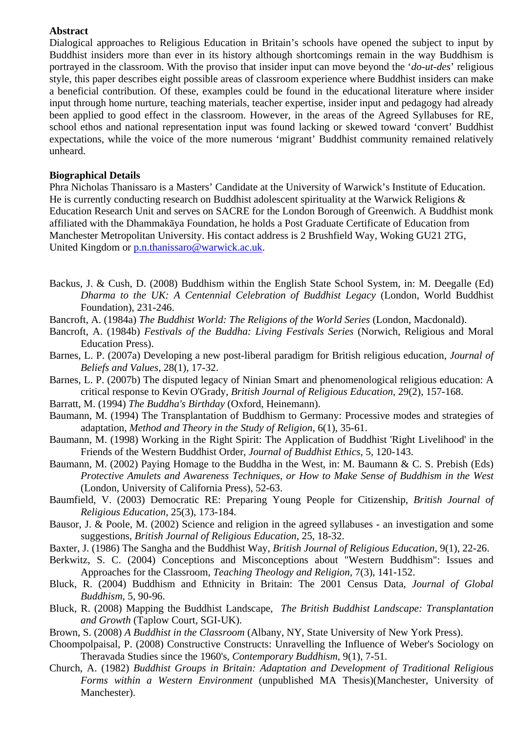**Abstract**

Dialogical approaches to Religious Education in Britain's schools have opened the subject to input by Buddhist insiders more than ever in its history although shortcomings remain in the way Buddhism is portrayed in the classroom. With the proviso that insider input can move beyond the '*do-ut-des*' religious style, this paper describes eight possible areas of classroom experience where Buddhist insiders can make a beneficial contribution. Of these, examples could be found in the educational literature where insider input through home nurture, teaching materials, teacher expertise, insider input and pedagogy had already been applied to good effect in the classroom. However, in the areas of the Agreed Syllabuses for RE, school ethos and national representation input was found lacking or skewed toward 'convert' Buddhist expectations, while the voice of the more numerous 'migrant' Buddhist community remained relatively unheard.

**Biographical Details**

Phra Nicholas Thanissaro is a Masters' Candidate at the University of Warwick's Institute of Education. He is currently conducting research on Buddhist adolescent spirituality at the Warwick Religions & Education Research Unit and serves on SACRE for the London Borough of Greenwich. A Buddhist monk affiliated with the Dhammakāya Foundation, he holds a Post Graduate Certificate of Education from Manchester Metropolitan University. His contact address is 2 Brushfield Way, Woking GU21 2TG, United Kingdom or p.n.thanissaro@warwick.ac.uk.

Backus, J. & Cush, D. (2008) Buddhism within the English State School System, in: M. Deegalle (Ed) *Dharma to the UK: A Centennial Celebration of Buddhist Legacy* (London, World Buddhist Foundation), 231-246.

Bancroft, A. (1984a) *The Buddhist World: The Religions of the World Series* (London, Macdonald).

Bancroft, A. (1984b) *Festivals of the Buddha: Living Festivals Series* (Norwich, Religious and Moral Education Press).

Barnes, L. P. (2007a) Developing a new post-liberal paradigm for British religious education, *Journal of Beliefs and Values*, 28(1), 17-32.

Barnes, L. P. (2007b) The disputed legacy of Ninian Smart and phenomenological religious education: A critical response to Kevin O'Grady, *British Journal of Religious Education*, 29(2), 157-168.

Barratt, M. (1994) *The Buddha's Birthday* (Oxford, Heinemann).

Baumann, M. (1994) The Transplantation of Buddhism to Germany: Processive modes and strategies of adaptation, *Method and Theory in the Study of Religion*, 6(1), 35-61.

Baumann, M. (1998) Working in the Right Spirit: The Application of Buddhist 'Right Livelihood' in the Friends of the Western Buddhist Order, *Journal of Buddhist Ethics*, 5, 120-143.

Baumann, M. (2002) Paying Homage to the Buddha in the West, in: M. Baumann & C. S. Prebish (Eds) *Protective Amulets and Awareness Techniques, or How to Make Sense of Buddhism in the West* (London, University of California Press), 52-63.

Baumfield, V. (2003) Democratic RE: Preparing Young People for Citizenship, *British Journal of Religious Education*, 25(3), 173-184.

Bausor, J. & Poole, M. (2002) Science and religion in the agreed syllabuses - an investigation and some suggestions, *British Journal of Religious Education*, 25, 18-32.

Baxter, J. (1986) The Sangha and the Buddhist Way, *British Journal of Religious Education*, 9(1), 22-26.

Berkwitz, S. C. (2004) Conceptions and Misconceptions about "Western Buddhism": Issues and Approaches for the Classroom, *Teaching Theology and Religion*, 7(3), 141-152.

Bluck, R. (2004) Buddhism and Ethnicity in Britain: The 2001 Census Data, *Journal of Global Buddhism*, 5, 90-96.

Bluck, R. (2008) Mapping the Buddhist Landscape, *The British Buddhist Landscape: Transplantation and Growth* (Taplow Court, SGI-UK).

Brown, S. (2008) *A Buddhist in the Classroom* (Albany, NY, State University of New York Press).

Choompolpaisal, P. (2008) Constructive Constructs: Unravelling the Influence of Weber's Sociology on Theravada Studies since the 1960's, *Contemporary Buddhism*, 9(1), 7-51.

Church, A. (1982) *Buddhist Groups in Britain: Adaptation and Development of Traditional Religious Forms within a Western Environment* (unpublished MA Thesis)(Manchester, University of Manchester).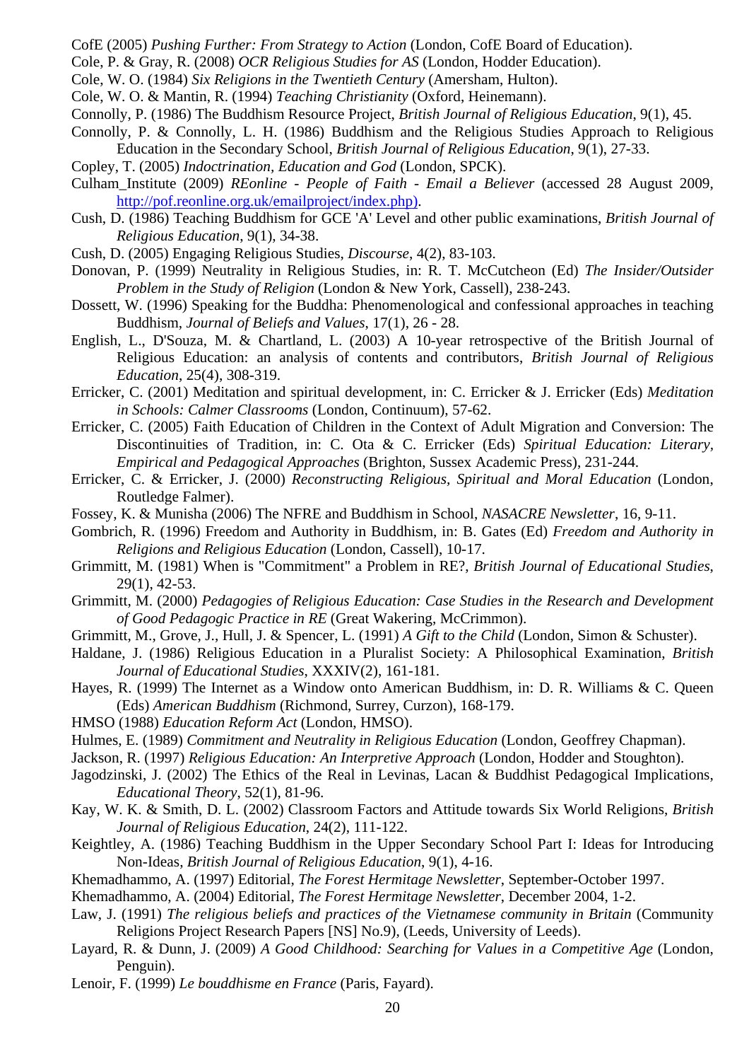CofE (2005) *Pushing Further: From Strategy to Action* (London, CofE Board of Education).

Cole, P. & Gray, R. (2008) *OCR Religious Studies for AS* (London, Hodder Education).

Cole, W. O. (1984) *Six Religions in the Twentieth Century* (Amersham, Hulton).

Cole, W. O. & Mantin, R. (1994) *Teaching Christianity* (Oxford, Heinemann).

Connolly, P. (1986) The Buddhism Resource Project, *British Journal of Religious Education*, 9(1), 45.

Connolly, P. & Connolly, L. H. (1986) Buddhism and the Religious Studies Approach to Religious Education in the Secondary School, *British Journal of Religious Education*, 9(1), 27-33.

Copley, T. (2005) *Indoctrination, Education and God* (London, SPCK).

Culham_Institute (2009) *REonline - People of Faith - Email a Believer* (accessed 28 August 2009, http://pof.reonline.org.uk/emailproject/index.php).

Cush, D. (1986) Teaching Buddhism for GCE 'A' Level and other public examinations, *British Journal of Religious Education*, 9(1), 34-38.

Cush, D. (2005) Engaging Religious Studies, *Discourse*, 4(2), 83-103.

Donovan, P. (1999) Neutrality in Religious Studies, in: R. T. McCutcheon (Ed) *The Insider/Outsider Problem in the Study of Religion* (London & New York, Cassell), 238-243.

Dossett, W. (1996) Speaking for the Buddha: Phenomenological and confessional approaches in teaching Buddhism, *Journal of Beliefs and Values*, 17(1), 26 - 28.

English, L., D'Souza, M. & Chartland, L. (2003) A 10-year retrospective of the British Journal of Religious Education: an analysis of contents and contributors, *British Journal of Religious Education*, 25(4), 308-319.

Erricker, C. (2001) Meditation and spiritual development, in: C. Erricker & J. Erricker (Eds) *Meditation in Schools: Calmer Classrooms* (London, Continuum), 57-62.

Erricker, C. (2005) Faith Education of Children in the Context of Adult Migration and Conversion: The Discontinuities of Tradition, in: C. Ota & C. Erricker (Eds) *Spiritual Education: Literary, Empirical and Pedagogical Approaches* (Brighton, Sussex Academic Press), 231-244.

Erricker, C. & Erricker, J. (2000) *Reconstructing Religious, Spiritual and Moral Education* (London, Routledge Falmer).

Fossey, K. & Munisha (2006) The NFRE and Buddhism in School, *NASACRE Newsletter*, 16, 9-11.

Gombrich, R. (1996) Freedom and Authority in Buddhism, in: B. Gates (Ed) *Freedom and Authority in Religions and Religious Education* (London, Cassell), 10-17.

Grimmitt, M. (1981) When is "Commitment" a Problem in RE?, *British Journal of Educational Studies*, 29(1), 42-53.

Grimmitt, M. (2000) *Pedagogies of Religious Education: Case Studies in the Research and Development of Good Pedagogic Practice in RE* (Great Wakering, McCrimmon).

Grimmitt, M., Grove, J., Hull, J. & Spencer, L. (1991) *A Gift to the Child* (London, Simon & Schuster).

Haldane, J. (1986) Religious Education in a Pluralist Society: A Philosophical Examination, *British Journal of Educational Studies*, XXXIV(2), 161-181.

Hayes, R. (1999) The Internet as a Window onto American Buddhism, in: D. R. Williams & C. Queen (Eds) *American Buddhism* (Richmond, Surrey, Curzon), 168-179.

HMSO (1988) *Education Reform Act* (London, HMSO).

Hulmes, E. (1989) *Commitment and Neutrality in Religious Education* (London, Geoffrey Chapman).

Jackson, R. (1997) *Religious Education: An Interpretive Approach* (London, Hodder and Stoughton).

Jagodzinski, J. (2002) The Ethics of the Real in Levinas, Lacan & Buddhist Pedagogical Implications, *Educational Theory*, 52(1), 81-96.

Kay, W. K. & Smith, D. L. (2002) Classroom Factors and Attitude towards Six World Religions, *British Journal of Religious Education*, 24(2), 111-122.

Keightley, A. (1986) Teaching Buddhism in the Upper Secondary School Part I: Ideas for Introducing Non-Ideas, *British Journal of Religious Education*, 9(1), 4-16.

Khemadhammo, A. (1997) Editorial, *The Forest Hermitage Newsletter*, September-October 1997.

Khemadhammo, A. (2004) Editorial, *The Forest Hermitage Newsletter*, December 2004, 1-2.

Law, J. (1991) *The religious beliefs and practices of the Vietnamese community in Britain* (Community Religions Project Research Papers [NS] No.9), (Leeds, University of Leeds).

Layard, R. & Dunn, J. (2009) *A Good Childhood: Searching for Values in a Competitive Age* (London, Penguin).

Lenoir, F. (1999) *Le bouddhisme en France* (Paris, Fayard).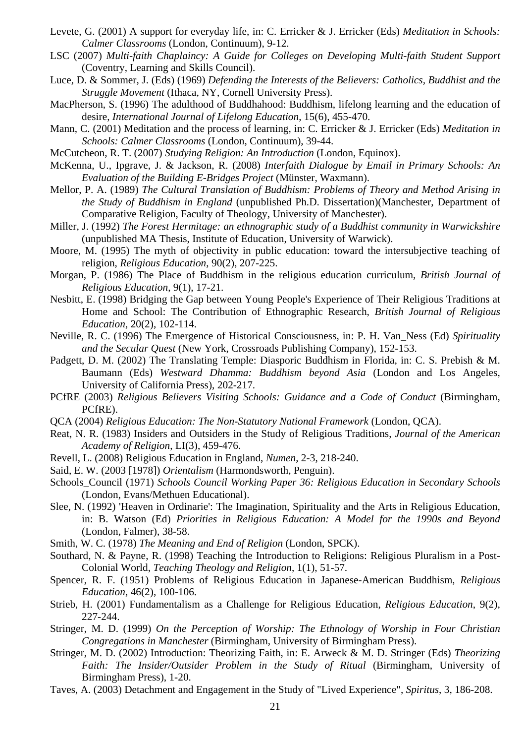Levete, G. (2001) A support for everyday life, in: C. Erricker & J. Erricker (Eds) *Meditation in Schools: Calmer Classrooms* (London, Continuum), 9-12.

LSC (2007) *Multi-faith Chaplaincy: A Guide for Colleges on Developing Multi-faith Student Support* (Coventry, Learning and Skills Council).

Luce, D. & Sommer, J. (Eds) (1969) *Defending the Interests of the Believers: Catholics, Buddhist and the Struggle Movement* (Ithaca, NY, Cornell University Press).

MacPherson, S. (1996) The adulthood of Buddhahood: Buddhism, lifelong learning and the education of desire, *International Journal of Lifelong Education*, 15(6), 455-470.

Mann, C. (2001) Meditation and the process of learning, in: C. Erricker & J. Erricker (Eds) *Meditation in Schools: Calmer Classrooms* (London, Continuum), 39-44.

McCutcheon, R. T. (2007) *Studying Religion: An Introduction* (London, Equinox).

McKenna, U., Ipgrave, J. & Jackson, R. (2008) *Interfaith Dialogue by Email in Primary Schools: An Evaluation of the Building E-Bridges Project* (Münster, Waxmann).

Mellor, P. A. (1989) *The Cultural Translation of Buddhism: Problems of Theory and Method Arising in the Study of Buddhism in England* (unpublished Ph.D. Dissertation)(Manchester, Department of Comparative Religion, Faculty of Theology, University of Manchester).

Miller, J. (1992) *The Forest Hermitage: an ethnographic study of a Buddhist community in Warwickshire* (unpublished MA Thesis, Institute of Education, University of Warwick).

Moore, M. (1995) The myth of objectivity in public education: toward the intersubjective teaching of religion, *Religious Education*, 90(2), 207-225.

Morgan, P. (1986) The Place of Buddhism in the religious education curriculum, *British Journal of Religious Education*, 9(1), 17-21.

Nesbitt, E. (1998) Bridging the Gap between Young People's Experience of Their Religious Traditions at Home and School: The Contribution of Ethnographic Research, *British Journal of Religious Education*, 20(2), 102-114.

Neville, R. C. (1996) The Emergence of Historical Consciousness, in: P. H. Van_Ness (Ed) *Spirituality and the Secular Quest* (New York, Crossroads Publishing Company), 152-153.

Padgett, D. M. (2002) The Translating Temple: Diasporic Buddhism in Florida, in: C. S. Prebish & M. Baumann (Eds) *Westward Dhamma: Buddhism beyond Asia* (London and Los Angeles, University of California Press), 202-217.

PCfRE (2003) *Religious Believers Visiting Schools: Guidance and a Code of Conduct* (Birmingham, PCfRE).

QCA (2004) *Religious Education: The Non-Statutory National Framework* (London, QCA).

Reat, N. R. (1983) Insiders and Outsiders in the Study of Religious Traditions, *Journal of the American Academy of Religion*, LI(3), 459-476.

Revell, L. (2008) Religious Education in England, *Numen*, 2-3, 218-240.

Said, E. W. (2003 [1978]) *Orientalism* (Harmondsworth, Penguin).

Schools_Council (1971) *Schools Council Working Paper 36: Religious Education in Secondary Schools* (London, Evans/Methuen Educational).

Slee, N. (1992) 'Heaven in Ordinarie': The Imagination, Spirituality and the Arts in Religious Education, in: B. Watson (Ed) *Priorities in Religious Education: A Model for the 1990s and Beyond* (London, Falmer), 38-58.

Smith, W. C. (1978) *The Meaning and End of Religion* (London, SPCK).

Southard, N. & Payne, R. (1998) Teaching the Introduction to Religions: Religious Pluralism in a Post-Colonial World, *Teaching Theology and Religion*, 1(1), 51-57.

Spencer, R. F. (1951) Problems of Religious Education in Japanese-American Buddhism, *Religious Education*, 46(2), 100-106.

Strieb, H. (2001) Fundamentalism as a Challenge for Religious Education, *Religious Education*, 9(2), 227-244.

Stringer, M. D. (1999) *On the Perception of Worship: The Ethnology of Worship in Four Christian Congregations in Manchester* (Birmingham, University of Birmingham Press).

Stringer, M. D. (2002) Introduction: Theorizing Faith, in: E. Arweck & M. D. Stringer (Eds) *Theorizing Faith: The Insider/Outsider Problem in the Study of Ritual* (Birmingham, University of Birmingham Press), 1-20.

Taves, A. (2003) Detachment and Engagement in the Study of "Lived Experience", *Spiritus*, 3, 186-208.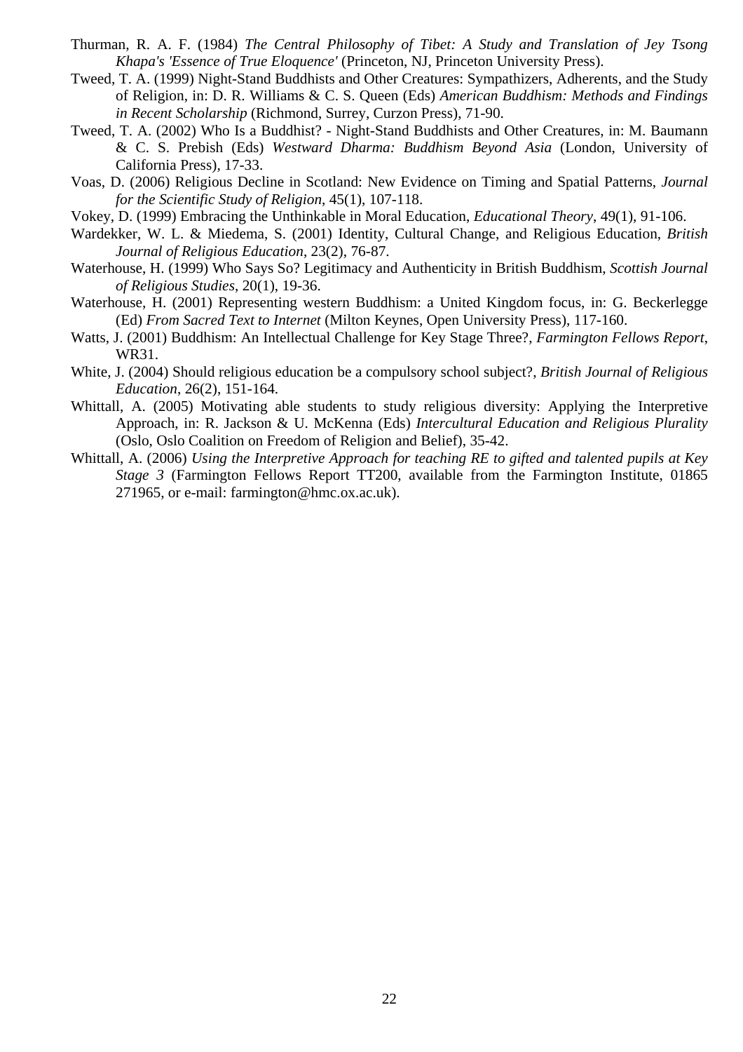Thurman, R. A. F. (1984) *The Central Philosophy of Tibet: A Study and Translation of Jey Tsong Khapa's 'Essence of True Eloquence'* (Princeton, NJ, Princeton University Press).

Tweed, T. A. (1999) Night-Stand Buddhists and Other Creatures: Sympathizers, Adherents, and the Study of Religion, in: D. R. Williams & C. S. Queen (Eds) *American Buddhism: Methods and Findings in Recent Scholarship* (Richmond, Surrey, Curzon Press), 71-90.

Tweed, T. A. (2002) Who Is a Buddhist? - Night-Stand Buddhists and Other Creatures, in: M. Baumann & C. S. Prebish (Eds) *Westward Dharma: Buddhism Beyond Asia* (London, University of California Press), 17-33.

Voas, D. (2006) Religious Decline in Scotland: New Evidence on Timing and Spatial Patterns, *Journal for the Scientific Study of Religion*, 45(1), 107-118.

Vokey, D. (1999) Embracing the Unthinkable in Moral Education, *Educational Theory*, 49(1), 91-106.

Wardekker, W. L. & Miedema, S. (2001) Identity, Cultural Change, and Religious Education, *British Journal of Religious Education*, 23(2), 76-87.

Waterhouse, H. (1999) Who Says So? Legitimacy and Authenticity in British Buddhism, *Scottish Journal of Religious Studies*, 20(1), 19-36.

Waterhouse, H. (2001) Representing western Buddhism: a United Kingdom focus, in: G. Beckerlegge (Ed) *From Sacred Text to Internet* (Milton Keynes, Open University Press), 117-160.

Watts, J. (2001) Buddhism: An Intellectual Challenge for Key Stage Three?, *Farmington Fellows Report*, WR31.

White, J. (2004) Should religious education be a compulsory school subject?, *British Journal of Religious Education*, 26(2), 151-164.

Whittall, A. (2005) Motivating able students to study religious diversity: Applying the Interpretive Approach, in: R. Jackson & U. McKenna (Eds) *Intercultural Education and Religious Plurality* (Oslo, Oslo Coalition on Freedom of Religion and Belief), 35-42.

Whittall, A. (2006) *Using the Interpretive Approach for teaching RE to gifted and talented pupils at Key Stage 3* (Farmington Fellows Report TT200, available from the Farmington Institute, 01865 271965, or e-mail: farmington@hmc.ox.ac.uk).